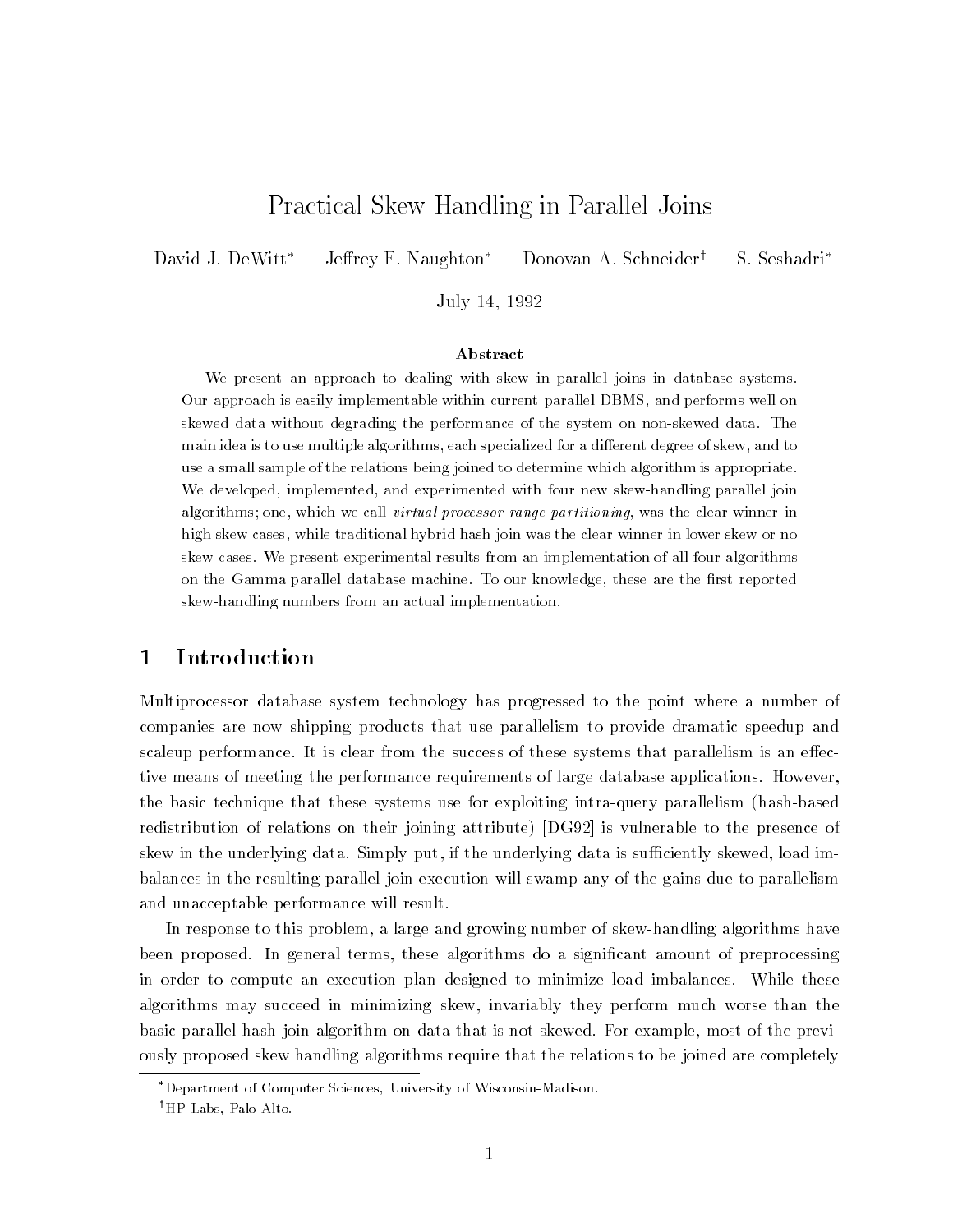# Practical Skew Handling in Parallel Joins

David J. DeWitt[*] Jeffrey F. Naughton[*] Donovan A. Schneider[†] S. Seshadri[*]

July 14, 1992

### Abstract

We present an approach to dealing with skew in parallel joins in database systems. Our approach is easily implementable within current parallel DBMS, and performs well on skewed data without degrading the performance of the system on non-skewed data. The main idea is to use multiple algorithms, each specialized for a different degree of skew, and to use a small sample of the relations being joined to determine which algorithm is appropriate. We developed, implemented, and experimented with four new skew-handling parallel join algorithms; one, which we call *virtual processor range partitioning*, was the clear winner in high skew cases, while traditional hybrid hash join was the clear winner in lower skew or no skew cases. We present experimental results from an implementation of all four algorithms on the Gamma parallel database machine. To our knowledge, these are the first reported skew-handling numbers from an actual implementation.

## 1 Introduction

Multiprocessor database system technology has progressed to the point where a number of companies are now shipping products that use parallelism to provide dramatic speedup and scaleup performance. It is clear from the success of these systems that parallelism is an effective means of meeting the performance requirements of large database applications. However, the basic technique that these systems use for exploiting intra-query parallelism (hash-based redistribution of relations on their joining attribute) [DG92] is vulnerable to the presence of skew in the underlying data. Simply put, if the underlying data is sufficiently skewed, load imbalances in the resulting parallel join execution will swamp any of the gains due to parallelism and unacceptable performance will result.

In response to this problem, a large and growing number of skew-handling algorithms have been proposed. In general terms, these algorithms do a significant amount of preprocessing in order to compute an execution plan designed to minimize load imbalances. While these algorithms may succeed in minimizing skew, invariably they perform much worse than the basic parallel hash join algorithm on data that is not skewed. For example, most of the previously proposed skew handling algorithms require that the relations to be joined are completely

[*]Department of Computer Sciences, University of Wisconsin-Madison.

[†]HP-Labs, Palo Alto.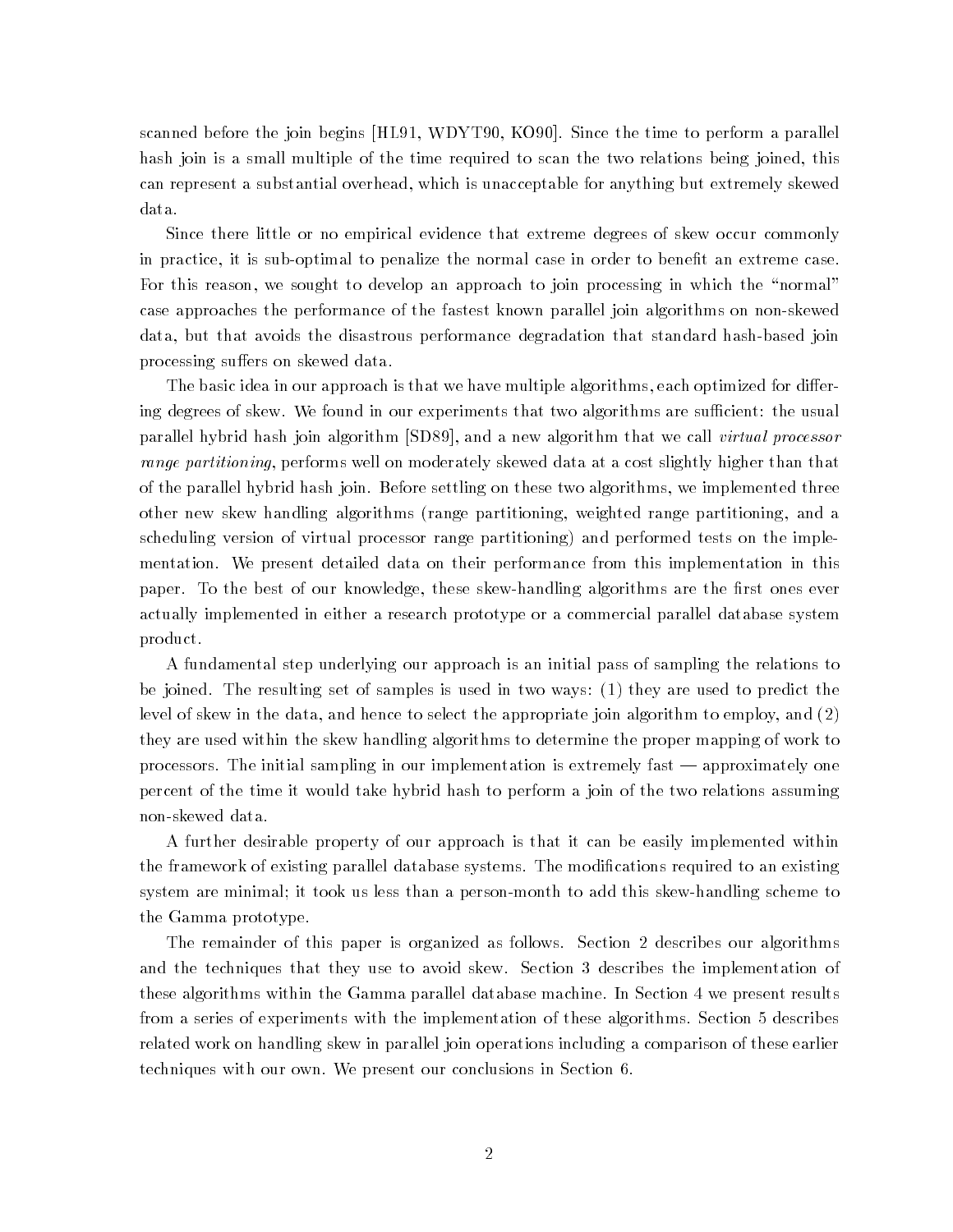scanned before the join begins [HL91, WDYT90, KO90]. Since the time to perform a parallel hash join is a small multiple of the time required to scan the two relations being joined, this can represent a substantial overhead, which is unacceptable for anything but extremely skewed data.

Since there little or no empirical evidence that extreme degrees of skew occur commonly in practice, it is sub-optimal to penalize the normal case in order to benefit an extreme case. For this reason, we sought to develop an approach to join processing in which the "normal" case approaches the performance of the fastest known parallel join algorithms on non-skewed data, but that avoids the disastrous performance degradation that standard hash-based join processing suffers on skewed data.

The basic idea in our approach is that we have multiple algorithms, each optimized for differing degrees of skew. We found in our experiments that two algorithms are sufficient: the usual parallel hybrid hash join algorithm [SD89], and a new algorithm that we call *virtual processor range partitioning*, performs well on moderately skewed data at a cost slightly higher than that of the parallel hybrid hash join. Before settling on these two algorithms, we implemented three other new skew handling algorithms (range partitioning, weighted range partitioning, and a scheduling version of virtual processor range partitioning) and performed tests on the implementation. We present detailed data on their performance from this implementation in this paper. To the best of our knowledge, these skew-handling algorithms are the first ones ever actually implemented in either a research prototype or a commercial parallel database system product.

A fundamental step underlying our approach is an initial pass of sampling the relations to be joined. The resulting set of samples is used in two ways: (1) they are used to predict the level of skew in the data, and hence to select the appropriate join algorithm to employ, and (2) they are used within the skew handling algorithms to determine the proper mapping of work to processors. The initial sampling in our implementation is extremely fast — approximately one percent of the time it would take hybrid hash to perform a join of the two relations assuming non-skewed data.

A further desirable property of our approach is that it can be easily implemented within the framework of existing parallel database systems. The modifications required to an existing system are minimal; it took us less than a person-month to add this skew-handling scheme to the Gamma prototype.

The remainder of this paper is organized as follows. Section 2 describes our algorithms and the techniques that they use to avoid skew. Section 3 describes the implementation of these algorithms within the Gamma parallel database machine. In Section 4 we present results from a series of experiments with the implementation of these algorithms. Section 5 describes related work on handling skew in parallel join operations including a comparison of these earlier techniques with our own. We present our conclusions in Section 6.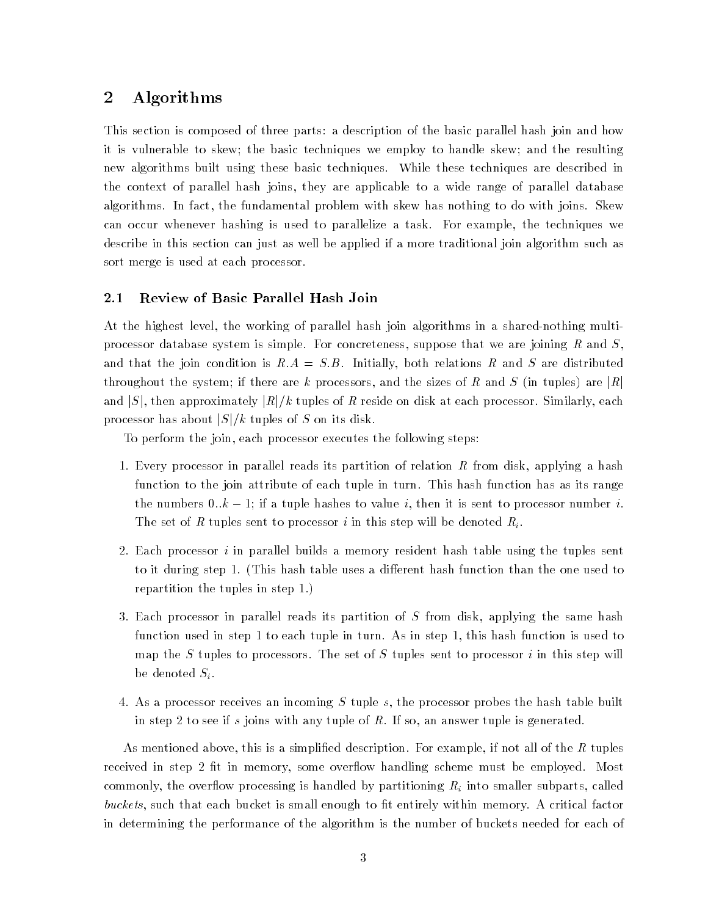## 2 Algorithms

This section is composed of three parts: a description of the basic parallel hash join and how it is vulnerable to skew; the basic techniques we employ to handle skew; and the resulting new algorithms built using these basic techniques. While these techniques are described in the context of parallel hash joins, they are applicable to a wide range of parallel database algorithms. In fact, the fundamental problem with skew has nothing to do with joins. Skew can occur whenever hashing is used to parallelize a task. For example, the techniques we describe in this section can just as well be applied if a more traditional join algorithm such as sort merge is used at each processor.

### 2.1 Review of Basic Parallel Hash Join

At the highest level, the working of parallel hash join algorithms in a shared-nothing multiprocessor database system is simple. For concreteness, suppose that we are joining $R$ and $S$, and that the join condition is $R.A = S.B$. Initially, both relations $R$ and $S$ are distributed throughout the system; if there are $k$ processors, and the sizes of $R$ and $S$ (in tuples) are $|R|$ and $|S|$, then approximately $|R|/k$ tuples of $R$ reside on disk at each processor. Similarly, each processor has about $|S|/k$ tuples of $S$ on its disk.

To perform the join, each processor executes the following steps:

1. Every processor in parallel reads its partition of relation $R$ from disk, applying a hash function to the join attribute of each tuple in turn. This hash function has as its range the numbers $0..k-1$; if a tuple hashes to value $i$, then it is sent to processor number $i$. The set of $R$ tuples sent to processor $i$ in this step will be denoted $R_i$.

2. Each processor $i$ in parallel builds a memory resident hash table using the tuples sent to it during step 1. (This hash table uses a different hash function than the one used to repartition the tuples in step 1.)

3. Each processor in parallel reads its partition of $S$ from disk, applying the same hash function used in step 1 to each tuple in turn. As in step 1, this hash function is used to map the $S$ tuples to processors. The set of $S$ tuples sent to processor $i$ in this step will be denoted $S_i$.

4. As a processor receives an incoming $S$ tuple $s$, the processor probes the hash table built in step 2 to see if $s$ joins with any tuple of $R$. If so, an answer tuple is generated.

As mentioned above, this is a simplified description. For example, if not all of the $R$ tuples received in step 2 fit in memory, some overflow handling scheme must be employed. Most commonly, the overflow processing is handled by partitioning $R_i$ into smaller subparts, called *buckets*, such that each bucket is small enough to fit entirely within memory. A critical factor in determining the performance of the algorithm is the number of buckets needed for each of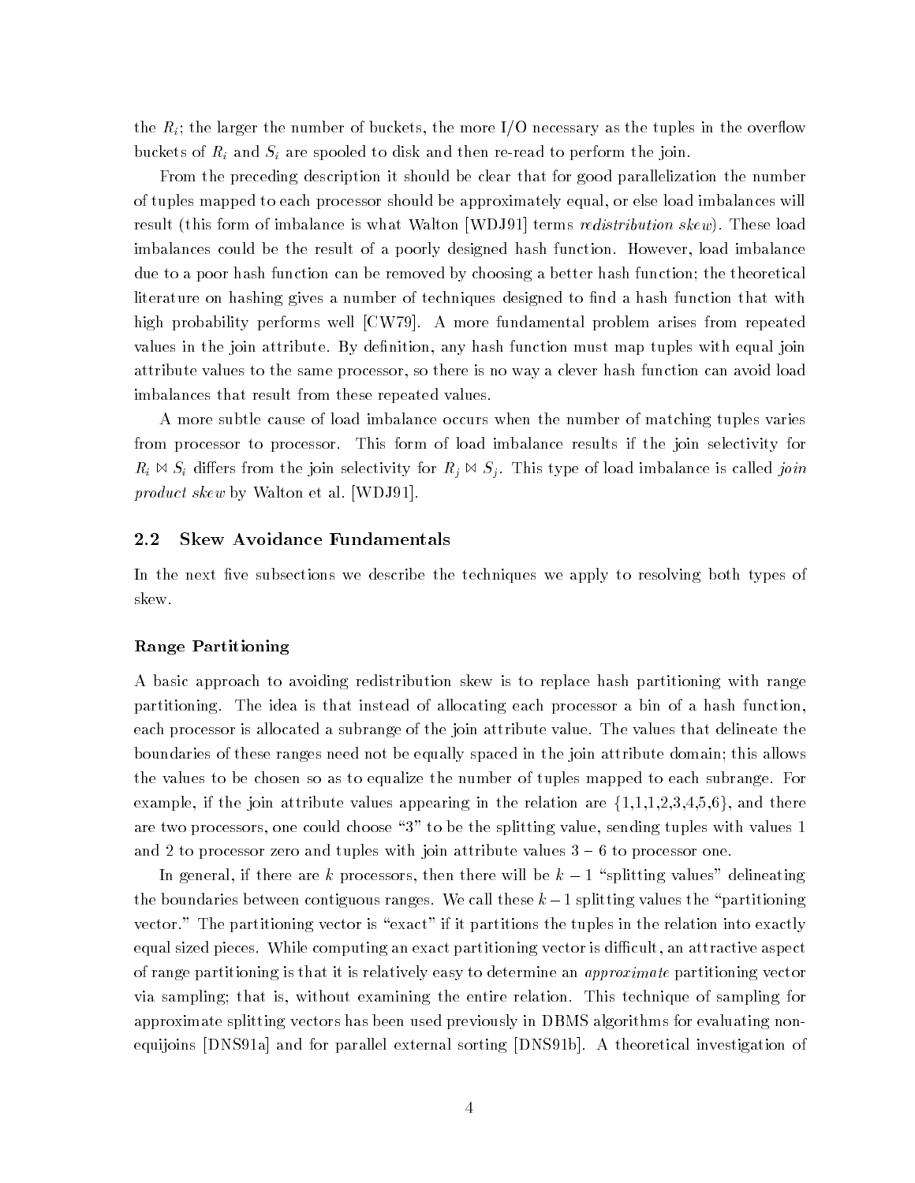the $R_i$; the larger the number of buckets, the more I/O necessary as the tuples in the overflow buckets of $R_i$ and $S_i$ are spooled to disk and then re-read to perform the join.

From the preceding description it should be clear that for good parallelization the number of tuples mapped to each processor should be approximately equal, or else load imbalances will result (this form of imbalance is what Walton [WDJ91] terms *redistribution skew*). These load imbalances could be the result of a poorly designed hash function. However, load imbalance due to a poor hash function can be removed by choosing a better hash function; the theoretical literature on hashing gives a number of techniques designed to find a hash function that with high probability performs well [CW79]. A more fundamental problem arises from repeated values in the join attribute. By definition, any hash function must map tuples with equal join attribute values to the same processor, so there is no way a clever hash function can avoid load imbalances that result from these repeated values.

A more subtle cause of load imbalance occurs when the number of matching tuples varies from processor to processor. This form of load imbalance results if the join selectivity for $R_i \bowtie S_i$ differs from the join selectivity for $R_j \bowtie S_j$. This type of load imbalance is called *join product skew* by Walton et al. [WDJ91].

## 2.2 Skew Avoidance Fundamentals

In the next five subsections we describe the techniques we apply to resolving both types of skew.

### Range Partitioning

A basic approach to avoiding redistribution skew is to replace hash partitioning with range partitioning. The idea is that instead of allocating each processor a bin of a hash function, each processor is allocated a subrange of the join attribute value. The values that delineate the boundaries of these ranges need not be equally spaced in the join attribute domain; this allows the values to be chosen so as to equalize the number of tuples mapped to each subrange. For example, if the join attribute values appearing in the relation are {1,1,1,2,3,4,5,6}, and there are two processors, one could choose "3" to be the splitting value, sending tuples with values 1 and 2 to processor zero and tuples with join attribute values $3 - 6$ to processor one.

In general, if there are $k$ processors, then there will be $k - 1$ "splitting values" delineating the boundaries between contiguous ranges. We call these $k - 1$ splitting values the "partitioning vector." The partitioning vector is "exact" if it partitions the tuples in the relation into exactly equal sized pieces. While computing an exact partitioning vector is difficult, an attractive aspect of range partitioning is that it is relatively easy to determine an *approximate* partitioning vector via sampling; that is, without examining the entire relation. This technique of sampling for approximate splitting vectors has been used previously in DBMS algorithms for evaluating non-equijoins [DNS91a] and for parallel external sorting [DNS91b]. A theoretical investigation of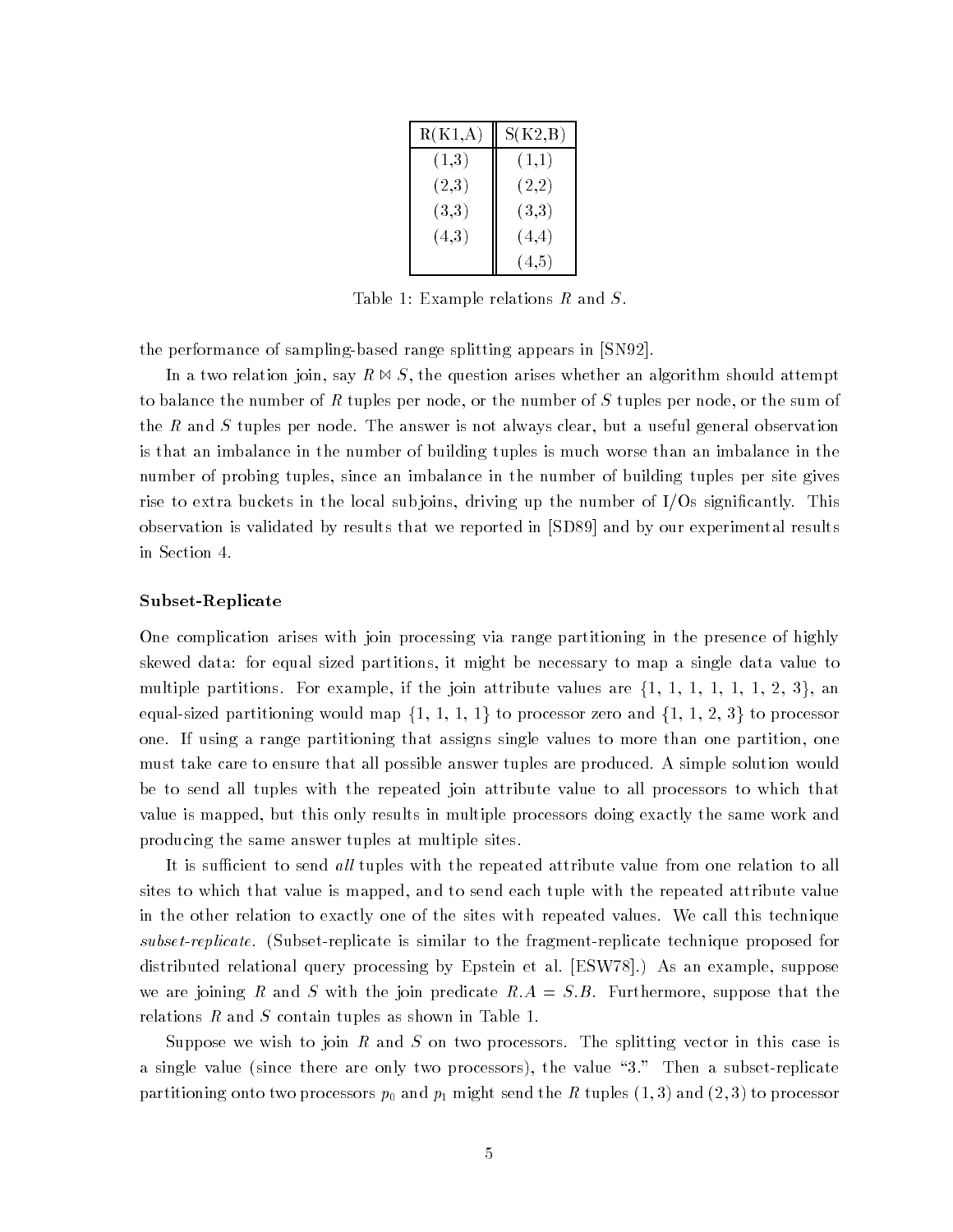| R(K1,A) | S(K2,B) |
|---|---|
| (1,3) | (1,1) |
| (2,3) | (2,2) |
| (3,3) | (3,3) |
| (4,3) | (4,4) |
| | (4,5) |

Table 1: Example relations $R$ and $S$.

the performance of sampling-based range splitting appears in [SN92].

In a two relation join, say $R \bowtie S$, the question arises whether an algorithm should attempt to balance the number of $R$ tuples per node, or the number of $S$ tuples per node, or the sum of the $R$ and $S$ tuples per node. The answer is not always clear, but a useful general observation is that an imbalance in the number of building tuples is much worse than an imbalance in the number of probing tuples, since an imbalance in the number of building tuples per site gives rise to extra buckets in the local subjoins, driving up the number of I/Os significantly. This observation is validated by results that we reported in [SD89] and by our experimental results in Section 4.

**Subset-Replicate**

One complication arises with join processing via range partitioning in the presence of highly skewed data: for equal sized partitions, it might be necessary to map a single data value to multiple partitions. For example, if the join attribute values are $\{1, 1, 1, 1, 1, 1, 2, 3\}$, an equal-sized partitioning would map $\{1, 1, 1, 1\}$ to processor zero and $\{1, 1, 2, 3\}$ to processor one. If using a range partitioning that assigns single values to more than one partition, one must take care to ensure that all possible answer tuples are produced. A simple solution would be to send all tuples with the repeated join attribute value to all processors to which that value is mapped, but this only results in multiple processors doing exactly the same work and producing the same answer tuples at multiple sites.

It is sufficient to send *all* tuples with the repeated attribute value from one relation to all sites to which that value is mapped, and to send each tuple with the repeated attribute value in the other relation to exactly one of the sites with repeated values. We call this technique *subset-replicate*. (Subset-replicate is similar to the fragment-replicate technique proposed for distributed relational query processing by Epstein et al. [ESW78].) As an example, suppose we are joining $R$ and $S$ with the join predicate $R.A = S.B$. Furthermore, suppose that the relations $R$ and $S$ contain tuples as shown in Table 1.

Suppose we wish to join $R$ and $S$ on two processors. The splitting vector in this case is a single value (since there are only two processors), the value "3." Then a subset-replicate partitioning onto two processors $p_0$ and $p_1$ might send the $R$ tuples $(1, 3)$ and $(2, 3)$ to processor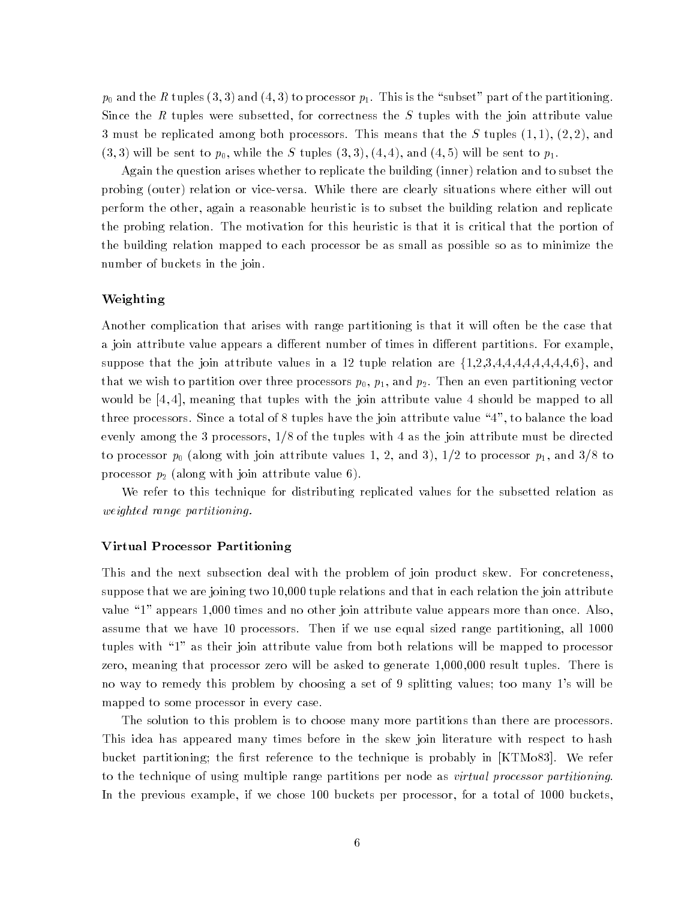$p_0$ and the $R$ tuples $(3,3)$ and $(4,3)$ to processor $p_1$. This is the "subset" part of the partitioning. Since the $R$ tuples were subsetted, for correctness the $S$ tuples with the join attribute value 3 must be replicated among both processors. This means that the $S$ tuples $(1,1)$, $(2,2)$, and $(3,3)$ will be sent to $p_0$, while the $S$ tuples $(3,3)$, $(4,4)$, and $(4,5)$ will be sent to $p_1$.

Again the question arises whether to replicate the building (inner) relation and to subset the probing (outer) relation or vice-versa. While there are clearly situations where either will out perform the other, again a reasonable heuristic is to subset the building relation and replicate the probing relation. The motivation for this heuristic is that it is critical that the portion of the building relation mapped to each processor be as small as possible so as to minimize the number of buckets in the join.

### Weighting

Another complication that arises with range partitioning is that it will often be the case that a join attribute value appears a different number of times in different partitions. For example, suppose that the join attribute values in a 12 tuple relation are {1,2,3,4,4,4,4,4,4,4,4,6}, and that we wish to partition over three processors $p_0$, $p_1$, and $p_2$. Then an even partitioning vector would be $[4,4]$, meaning that tuples with the join attribute value 4 should be mapped to all three processors. Since a total of 8 tuples have the join attribute value "4", to balance the load evenly among the 3 processors, 1/8 of the tuples with 4 as the join attribute must be directed to processor $p_0$ (along with join attribute values 1, 2, and 3), 1/2 to processor $p_1$, and 3/8 to processor $p_2$ (along with join attribute value 6).

We refer to this technique for distributing replicated values for the subsetted relation as *weighted range partitioning.*

### Virtual Processor Partitioning

This and the next subsection deal with the problem of join product skew. For concreteness, suppose that we are joining two 10,000 tuple relations and that in each relation the join attribute value "1" appears 1,000 times and no other join attribute value appears more than once. Also, assume that we have 10 processors. Then if we use equal sized range partitioning, all 1000 tuples with "1" as their join attribute value from both relations will be mapped to processor zero, meaning that processor zero will be asked to generate 1,000,000 result tuples. There is no way to remedy this problem by choosing a set of 9 splitting values; too many 1's will be mapped to some processor in every case.

The solution to this problem is to choose many more partitions than there are processors. This idea has appeared many times before in the skew join literature with respect to hash bucket partitioning; the first reference to the technique is probably in [KTMo83]. We refer to the technique of using multiple range partitions per node as *virtual processor partitioning*. In the previous example, if we chose 100 buckets per processor, for a total of 1000 buckets,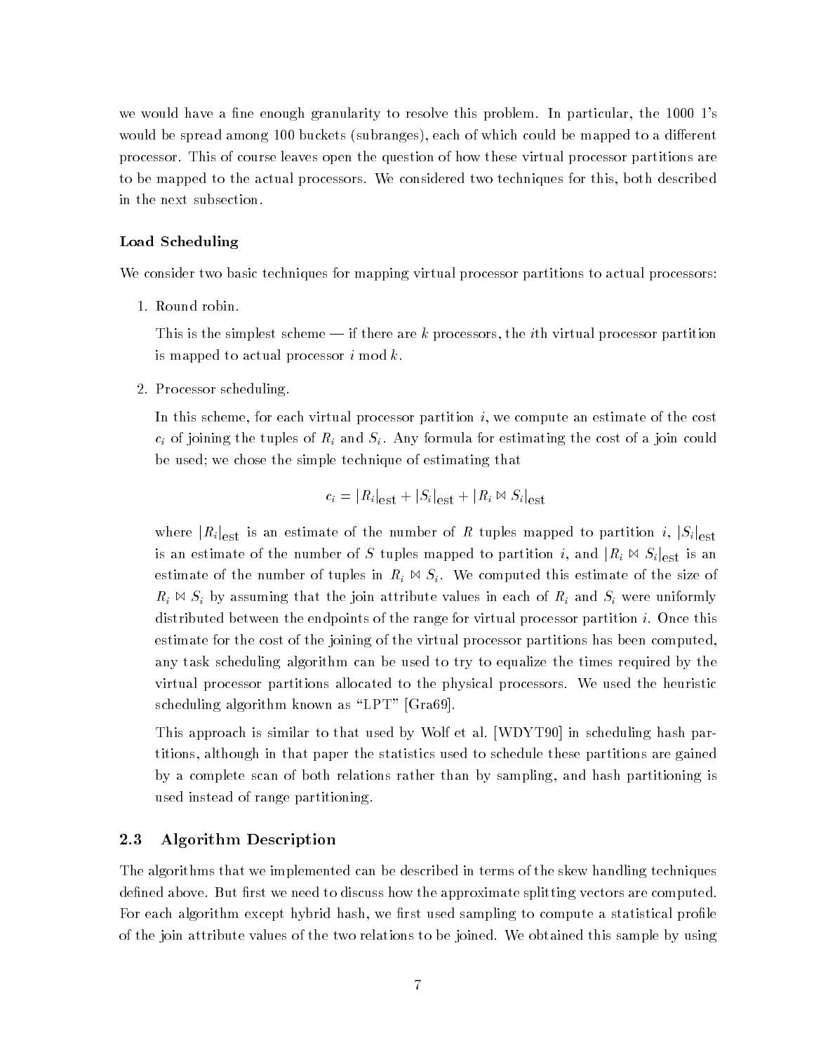we would have a fine enough granularity to resolve this problem. In particular, the 1000 1's would be spread among 100 buckets (subranges), each of which could be mapped to a different processor. This of course leaves open the question of how these virtual processor partitions are to be mapped to the actual processors. We considered two techniques for this, both described in the next subsection.

#### Load Scheduling

We consider two basic techniques for mapping virtual processor partitions to actual processors:

1. Round robin.

   This is the simplest scheme — if there are $k$ processors, the $i$th virtual processor partition is mapped to actual processor $i \bmod k$.

2. Processor scheduling.

   In this scheme, for each virtual processor partition $i$, we compute an estimate of the cost $c_i$ of joining the tuples of $R_i$ and $S_i$. Any formula for estimating the cost of a join could be used; we chose the simple technique of estimating that

   $$c_i = |R_i|_{\text{est}} + |S_i|_{\text{est}} + |R_i \bowtie S_i|_{\text{est}}$$

   where $|R_i|_{\text{est}}$ is an estimate of the number of $R$ tuples mapped to partition $i$, $|S_i|_{\text{est}}$ is an estimate of the number of $S$ tuples mapped to partition $i$, and $|R_i \bowtie S_i|_{\text{est}}$ is an estimate of the number of tuples in $R_i \bowtie S_i$. We computed this estimate of the size of $R_i \bowtie S_i$ by assuming that the join attribute values in each of $R_i$ and $S_i$ were uniformly distributed between the endpoints of the range for virtual processor partition $i$. Once this estimate for the cost of the joining of the virtual processor partitions has been computed, any task scheduling algorithm can be used to try to equalize the times required by the virtual processor partitions allocated to the physical processors. We used the heuristic scheduling algorithm known as "LPT" [Gra69].

   This approach is similar to that used by Wolf et al. [WDYT90] in scheduling hash partitions, although in that paper the statistics used to schedule these partitions are gained by a complete scan of both relations rather than by sampling, and hash partitioning is used instead of range partitioning.

### 2.3 Algorithm Description

The algorithms that we implemented can be described in terms of the skew handling techniques defined above. But first we need to discuss how the approximate splitting vectors are computed. For each algorithm except hybrid hash, we first used sampling to compute a statistical profile of the join attribute values of the two relations to be joined. We obtained this sample by using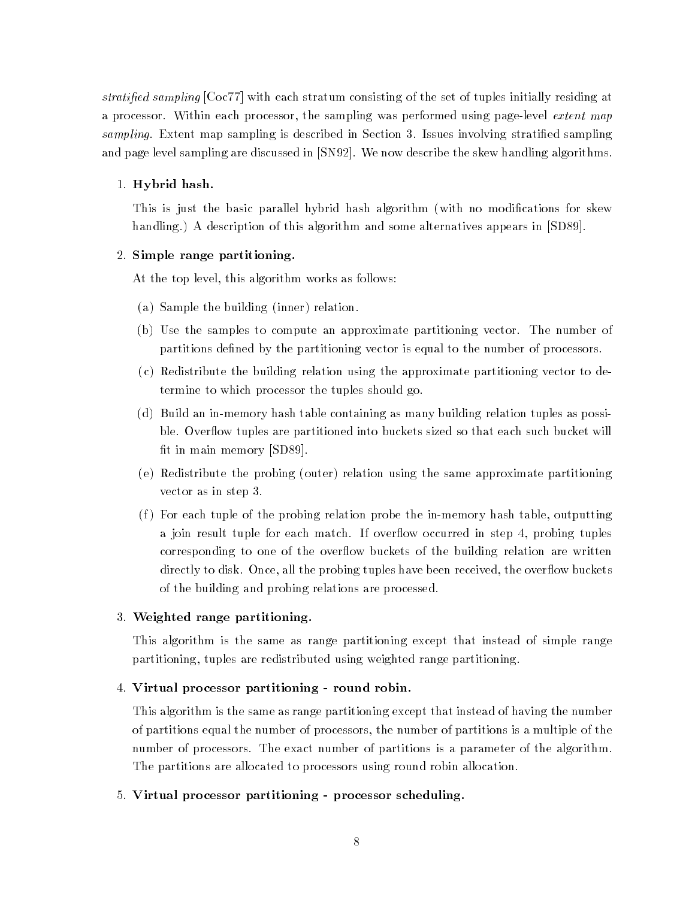*stratified sampling* [Coc77] with each stratum consisting of the set of tuples initially residing at a processor. Within each processor, the sampling was performed using page-level *extent map sampling*. Extent map sampling is described in Section 3. Issues involving stratified sampling and page level sampling are discussed in [SN92]. We now describe the skew handling algorithms.

1. **Hybrid hash.**

   This is just the basic parallel hybrid hash algorithm (with no modifications for skew handling.) A description of this algorithm and some alternatives appears in [SD89].

2. **Simple range partitioning.**

   At the top level, this algorithm works as follows:

   (a) Sample the building (inner) relation.

   (b) Use the samples to compute an approximate partitioning vector. The number of partitions defined by the partitioning vector is equal to the number of processors.

   (c) Redistribute the building relation using the approximate partitioning vector to determine to which processor the tuples should go.

   (d) Build an in-memory hash table containing as many building relation tuples as possible. Overflow tuples are partitioned into buckets sized so that each such bucket will fit in main memory [SD89].

   (e) Redistribute the probing (outer) relation using the same approximate partitioning vector as in step 3.

   (f) For each tuple of the probing relation probe the in-memory hash table, outputting a join result tuple for each match. If overflow occurred in step 4, probing tuples corresponding to one of the overflow buckets of the building relation are written directly to disk. Once, all the probing tuples have been received, the overflow buckets of the building and probing relations are processed.

3. **Weighted range partitioning.**

   This algorithm is the same as range partitioning except that instead of simple range partitioning, tuples are redistributed using weighted range partitioning.

4. **Virtual processor partitioning - round robin.**

   This algorithm is the same as range partitioning except that instead of having the number of partitions equal the number of processors, the number of partitions is a multiple of the number of processors. The exact number of partitions is a parameter of the algorithm. The partitions are allocated to processors using round robin allocation.

5. **Virtual processor partitioning - processor scheduling.**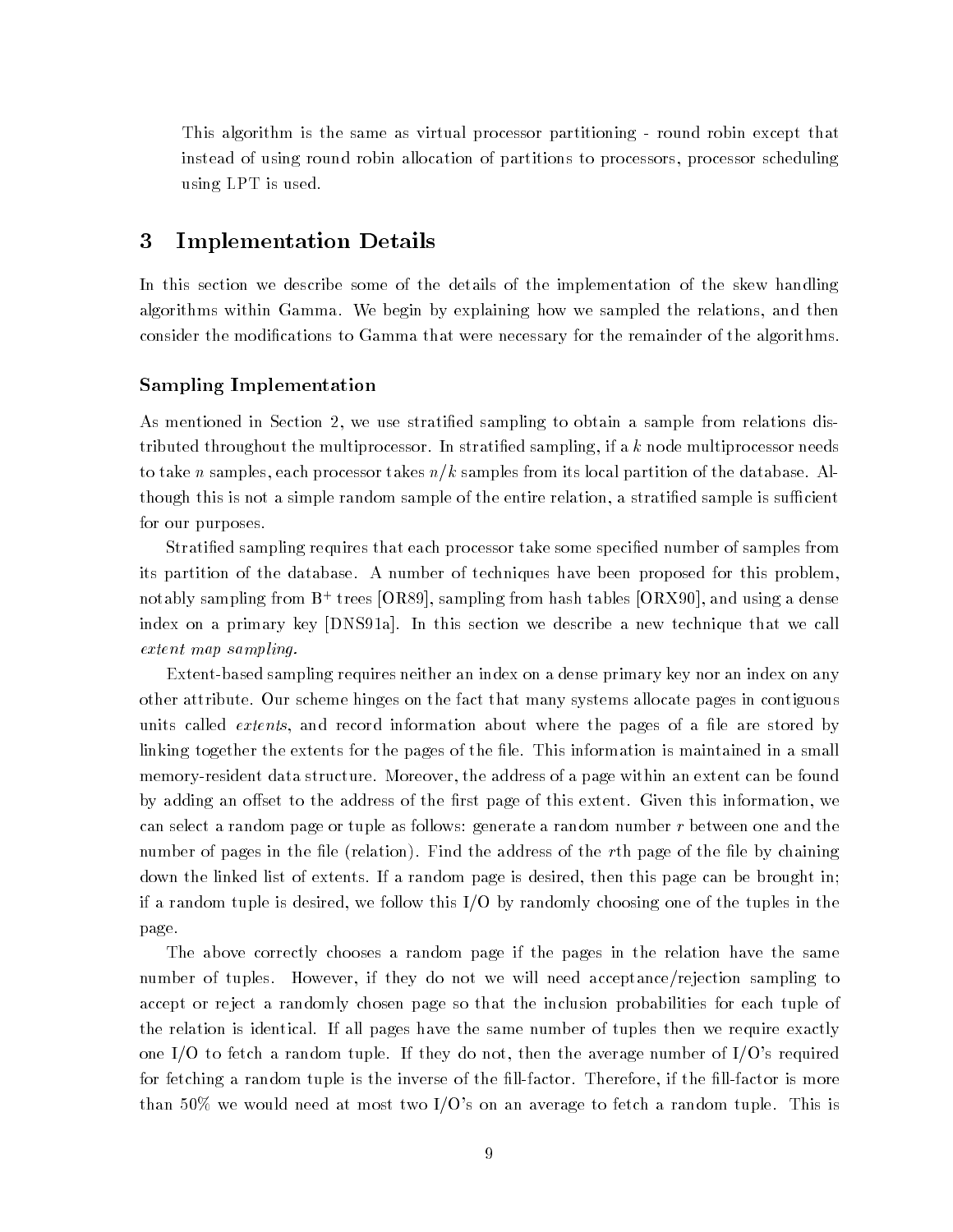This algorithm is the same as virtual processor partitioning - round robin except that instead of using round robin allocation of partitions to processors, processor scheduling using LPT is used.

## 3 Implementation Details

In this section we describe some of the details of the implementation of the skew handling algorithms within Gamma. We begin by explaining how we sampled the relations, and then consider the modifications to Gamma that were necessary for the remainder of the algorithms.

### Sampling Implementation

As mentioned in Section 2, we use stratified sampling to obtain a sample from relations distributed throughout the multiprocessor. In stratified sampling, if a $k$ node multiprocessor needs to take $n$ samples, each processor takes $n/k$ samples from its local partition of the database. Although this is not a simple random sample of the entire relation, a stratified sample is sufficient for our purposes.

Stratified sampling requires that each processor take some specified number of samples from its partition of the database. A number of techniques have been proposed for this problem, notably sampling from $B^+$ trees [OR89], sampling from hash tables [ORX90], and using a dense index on a primary key [DNS91a]. In this section we describe a new technique that we call *extent map sampling.*

Extent-based sampling requires neither an index on a dense primary key nor an index on any other attribute. Our scheme hinges on the fact that many systems allocate pages in contiguous units called *extents*, and record information about where the pages of a file are stored by linking together the extents for the pages of the file. This information is maintained in a small memory-resident data structure. Moreover, the address of a page within an extent can be found by adding an offset to the address of the first page of this extent. Given this information, we can select a random page or tuple as follows: generate a random number $r$ between one and the number of pages in the file (relation). Find the address of the $r$th page of the file by chaining down the linked list of extents. If a random page is desired, then this page can be brought in; if a random tuple is desired, we follow this I/O by randomly choosing one of the tuples in the page.

The above correctly chooses a random page if the pages in the relation have the same number of tuples. However, if they do not we will need acceptance/rejection sampling to accept or reject a randomly chosen page so that the inclusion probabilities for each tuple of the relation is identical. If all pages have the same number of tuples then we require exactly one I/O to fetch a random tuple. If they do not, then the average number of I/O's required for fetching a random tuple is the inverse of the fill-factor. Therefore, if the fill-factor is more than 50% we would need at most two I/O's on an average to fetch a random tuple. This is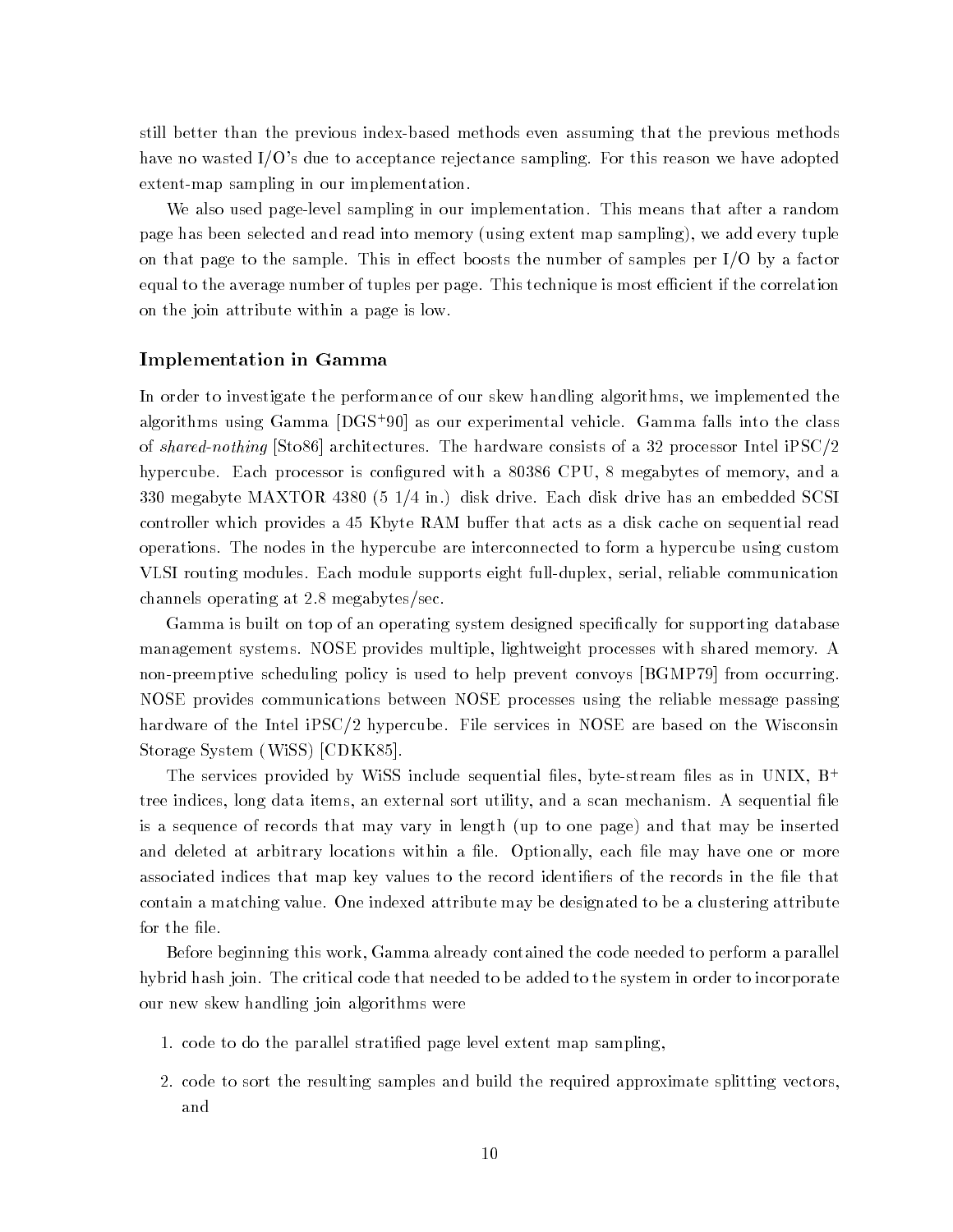still better than the previous index-based methods even assuming that the previous methods have no wasted I/O's due to acceptance rejectance sampling. For this reason we have adopted extent-map sampling in our implementation.

We also used page-level sampling in our implementation. This means that after a random page has been selected and read into memory (using extent map sampling), we add every tuple on that page to the sample. This in effect boosts the number of samples per I/O by a factor equal to the average number of tuples per page. This technique is most efficient if the correlation on the join attribute within a page is low.

### Implementation in Gamma

In order to investigate the performance of our skew handling algorithms, we implemented the algorithms using Gamma [DGS+90] as our experimental vehicle. Gamma falls into the class of *shared-nothing* [Sto86] architectures. The hardware consists of a 32 processor Intel iPSC/2 hypercube. Each processor is configured with a 80386 CPU, 8 megabytes of memory, and a 330 megabyte MAXTOR 4380 (5 1/4 in.) disk drive. Each disk drive has an embedded SCSI controller which provides a 45 Kbyte RAM buffer that acts as a disk cache on sequential read operations. The nodes in the hypercube are interconnected to form a hypercube using custom VLSI routing modules. Each module supports eight full-duplex, serial, reliable communication channels operating at 2.8 megabytes/sec.

Gamma is built on top of an operating system designed specifically for supporting database management systems. NOSE provides multiple, lightweight processes with shared memory. A non-preemptive scheduling policy is used to help prevent convoys [BGMP79] from occurring. NOSE provides communications between NOSE processes using the reliable message passing hardware of the Intel iPSC/2 hypercube. File services in NOSE are based on the Wisconsin Storage System (WiSS) [CDKK85].

The services provided by WiSS include sequential files, byte-stream files as in UNIX, B+ tree indices, long data items, an external sort utility, and a scan mechanism. A sequential file is a sequence of records that may vary in length (up to one page) and that may be inserted and deleted at arbitrary locations within a file. Optionally, each file may have one or more associated indices that map key values to the record identifiers of the records in the file that contain a matching value. One indexed attribute may be designated to be a clustering attribute for the file.

Before beginning this work, Gamma already contained the code needed to perform a parallel hybrid hash join. The critical code that needed to be added to the system in order to incorporate our new skew handling join algorithms were

1. code to do the parallel stratified page level extent map sampling,
2. code to sort the resulting samples and build the required approximate splitting vectors, and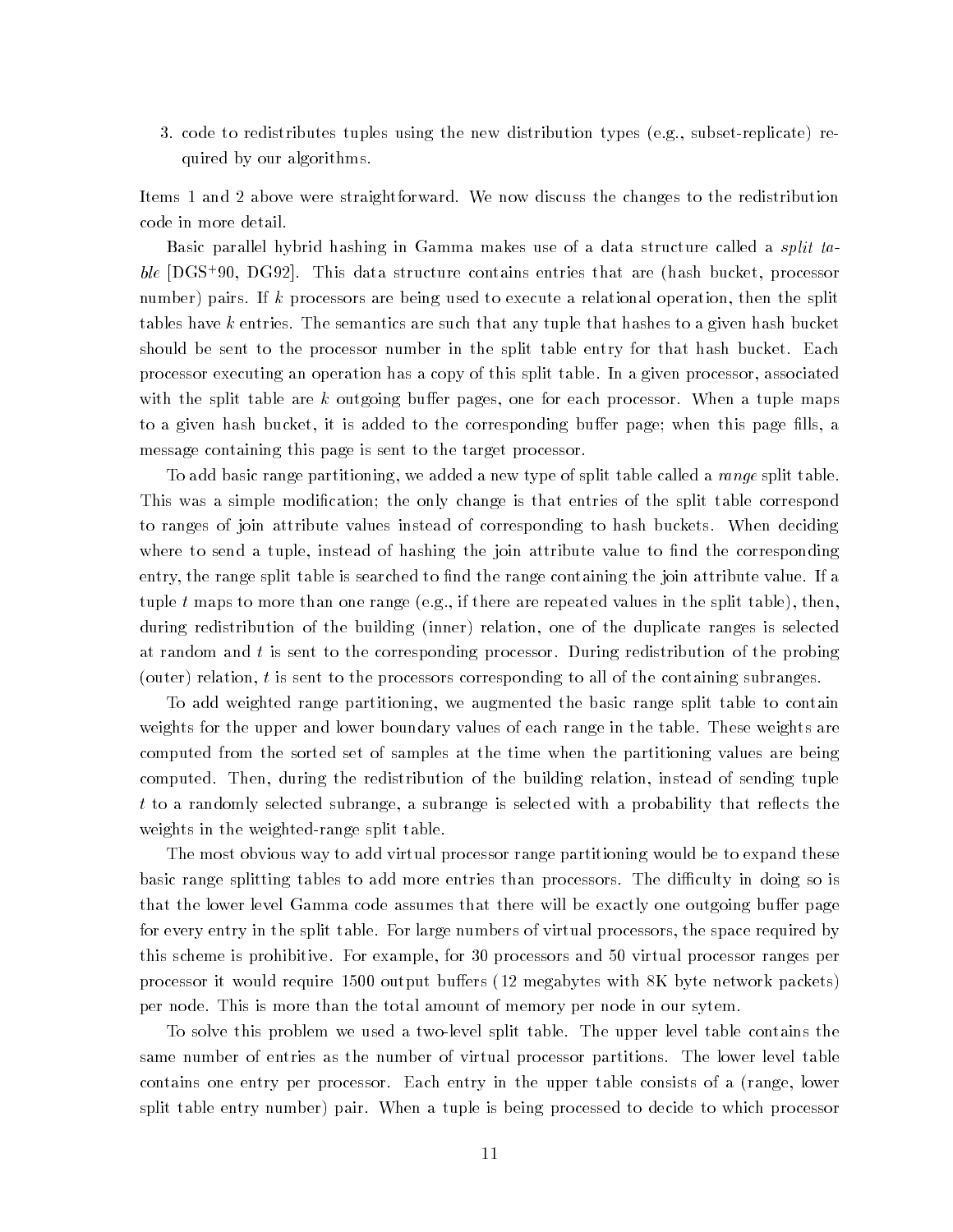3. code to redistributes tuples using the new distribution types (e.g., subset-replicate) required by our algorithms.

Items 1 and 2 above were straightforward. We now discuss the changes to the redistribution code in more detail.

Basic parallel hybrid hashing in Gamma makes use of a data structure called a *split table* [DGS+90, DG92]. This data structure contains entries that are (hash bucket, processor number) pairs. If $k$ processors are being used to execute a relational operation, then the split tables have $k$ entries. The semantics are such that any tuple that hashes to a given hash bucket should be sent to the processor number in the split table entry for that hash bucket. Each processor executing an operation has a copy of this split table. In a given processor, associated with the split table are $k$ outgoing buffer pages, one for each processor. When a tuple maps to a given hash bucket, it is added to the corresponding buffer page; when this page fills, a message containing this page is sent to the target processor.

To add basic range partitioning, we added a new type of split table called a *range* split table. This was a simple modification; the only change is that entries of the split table correspond to ranges of join attribute values instead of corresponding to hash buckets. When deciding where to send a tuple, instead of hashing the join attribute value to find the corresponding entry, the range split table is searched to find the range containing the join attribute value. If a tuple $t$ maps to more than one range (e.g., if there are repeated values in the split table), then, during redistribution of the building (inner) relation, one of the duplicate ranges is selected at random and $t$ is sent to the corresponding processor. During redistribution of the probing (outer) relation, $t$ is sent to the processors corresponding to all of the containing subranges.

To add weighted range partitioning, we augmented the basic range split table to contain weights for the upper and lower boundary values of each range in the table. These weights are computed from the sorted set of samples at the time when the partitioning values are being computed. Then, during the redistribution of the building relation, instead of sending tuple $t$ to a randomly selected subrange, a subrange is selected with a probability that reflects the weights in the weighted-range split table.

The most obvious way to add virtual processor range partitioning would be to expand these basic range splitting tables to add more entries than processors. The difficulty in doing so is that the lower level Gamma code assumes that there will be exactly one outgoing buffer page for every entry in the split table. For large numbers of virtual processors, the space required by this scheme is prohibitive. For example, for 30 processors and 50 virtual processor ranges per processor it would require 1500 output buffers (12 megabytes with 8K byte network packets) per node. This is more than the total amount of memory per node in our sytem.

To solve this problem we used a two-level split table. The upper level table contains the same number of entries as the number of virtual processor partitions. The lower level table contains one entry per processor. Each entry in the upper table consists of a (range, lower split table entry number) pair. When a tuple is being processed to decide to which processor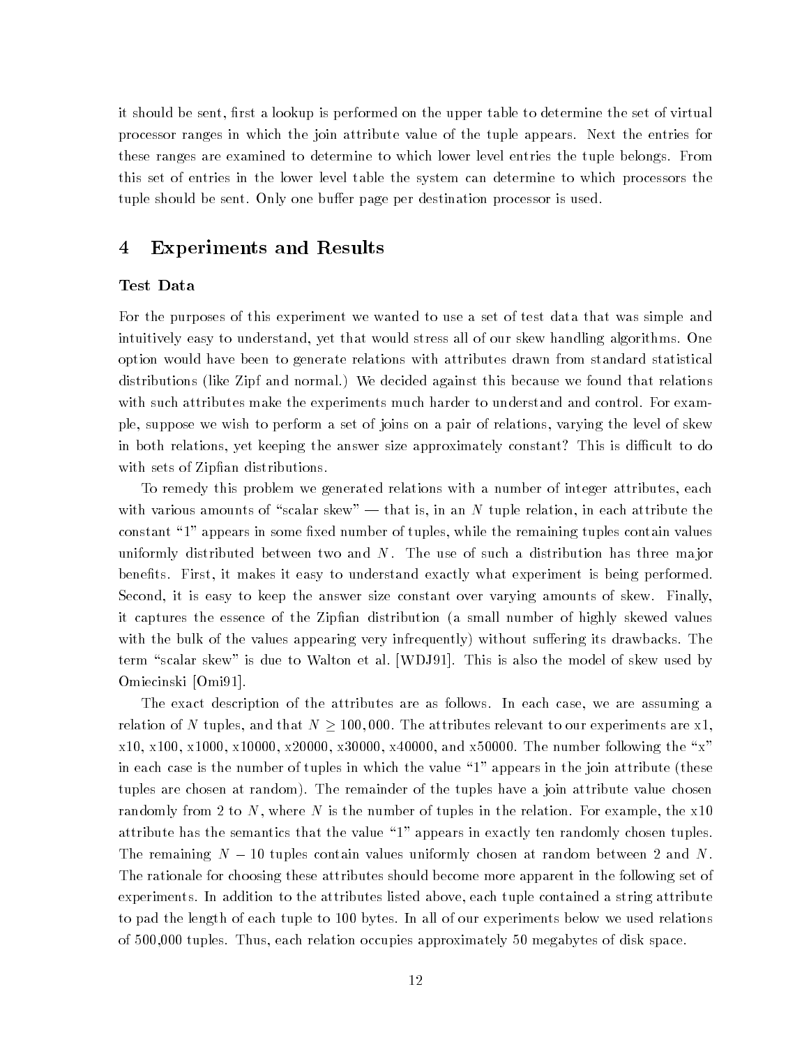it should be sent, first a lookup is performed on the upper table to determine the set of virtual processor ranges in which the join attribute value of the tuple appears. Next the entries for these ranges are examined to determine to which lower level entries the tuple belongs. From this set of entries in the lower level table the system can determine to which processors the tuple should be sent. Only one buffer page per destination processor is used.

## 4 Experiments and Results

### Test Data

For the purposes of this experiment we wanted to use a set of test data that was simple and intuitively easy to understand, yet that would stress all of our skew handling algorithms. One option would have been to generate relations with attributes drawn from standard statistical distributions (like Zipf and normal.) We decided against this because we found that relations with such attributes make the experiments much harder to understand and control. For example, suppose we wish to perform a set of joins on a pair of relations, varying the level of skew in both relations, yet keeping the answer size approximately constant? This is difficult to do with sets of Zipfian distributions.

To remedy this problem we generated relations with a number of integer attributes, each with various amounts of "scalar skew" — that is, in an $N$ tuple relation, in each attribute the constant "1" appears in some fixed number of tuples, while the remaining tuples contain values uniformly distributed between two and $N$. The use of such a distribution has three major benefits. First, it makes it easy to understand exactly what experiment is being performed. Second, it is easy to keep the answer size constant over varying amounts of skew. Finally, it captures the essence of the Zipfian distribution (a small number of highly skewed values with the bulk of the values appearing very infrequently) without suffering its drawbacks. The term "scalar skew" is due to Walton et al. [WDJ91]. This is also the model of skew used by Omiecinski [Omi91].

The exact description of the attributes are as follows. In each case, we are assuming a relation of $N$ tuples, and that $N \geq 100,000$. The attributes relevant to our experiments are x1, x10, x100, x1000, x10000, x20000, x30000, x40000, and x50000. The number following the "x" in each case is the number of tuples in which the value "1" appears in the join attribute (these tuples are chosen at random). The remainder of the tuples have a join attribute value chosen randomly from 2 to $N$, where $N$ is the number of tuples in the relation. For example, the x10 attribute has the semantics that the value "1" appears in exactly ten randomly chosen tuples. The remaining $N - 10$ tuples contain values uniformly chosen at random between 2 and $N$. The rationale for choosing these attributes should become more apparent in the following set of experiments. In addition to the attributes listed above, each tuple contained a string attribute to pad the length of each tuple to 100 bytes. In all of our experiments below we used relations of 500,000 tuples. Thus, each relation occupies approximately 50 megabytes of disk space.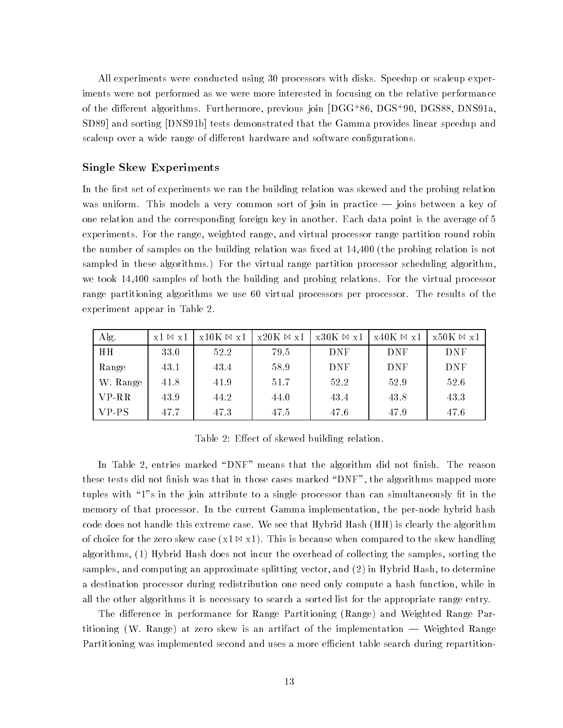All experiments were conducted using 30 processors with disks. Speedup or scaleup experiments were not performed as we were more interested in focusing on the relative performance of the different algorithms. Furthermore, previous join [DGG+86, DGS+90, DGS88, DNS91a, SD89] and sorting [DNS91b] tests demonstrated that the Gamma provides linear speedup and scaleup over a wide range of different hardware and software configurations.

### Single Skew Experiments

In the first set of experiments we ran the building relation was skewed and the probing relation was uniform. This models a very common sort of join in practice — joins between a key of one relation and the corresponding foreign key in another. Each data point is the average of 5 experiments. For the range, weighted range, and virtual processor range partition round robin the number of samples on the building relation was fixed at 14,400 (the probing relation is not sampled in these algorithms.) For the virtual range partition processor scheduling algorithm, we took 14,400 samples of both the building and probing relations. For the virtual processor range partitioning algorithms we use 60 virtual processors per processor. The results of the experiment appear in Table 2.

| Alg. | x1 ⋈ x1 | x10K ⋈ x1 | x20K ⋈ x1 | x30K ⋈ x1 | x40K ⋈ x1 | x50K ⋈ x1 |
|---|---|---|---|---|---|---|
| HH | 33.0 | 52.2 | 79.5 | DNF | DNF | DNF |
| Range | 43.1 | 43.4 | 58.9 | DNF | DNF | DNF |
| W. Range | 41.8 | 41.9 | 51.7 | 52.2 | 52.9 | 52.6 |
| VP-RR | 43.9 | 44.2 | 44.0 | 43.4 | 43.8 | 43.3 |
| VP-PS | 47.7 | 47.3 | 47.5 | 47.6 | 47.9 | 47.6 |

Table 2: Effect of skewed building relation.

In Table 2, entries marked "DNF" means that the algorithm did not finish. The reason these tests did not finish was that in those cases marked "DNF", the algorithms mapped more tuples with "1"s in the join attribute to a single processor than can simultaneously fit in the memory of that processor. In the current Gamma implementation, the per-node hybrid hash code does not handle this extreme case. We see that Hybrid Hash (HH) is clearly the algorithm of choice for the zero skew case (x1 ⋈ x1). This is because when compared to the skew handling algorithms, (1) Hybrid Hash does not incur the overhead of collecting the samples, sorting the samples, and computing an approximate splitting vector, and (2) in Hybrid Hash, to determine a destination processor during redistribution one need only compute a hash function, while in all the other algorithms it is necessary to search a sorted list for the appropriate range entry.

The difference in performance for Range Partitioning (Range) and Weighted Range Partitioning (W. Range) at zero skew is an artifact of the implementation — Weighted Range Partitioning was implemented second and uses a more efficient table search during repartition-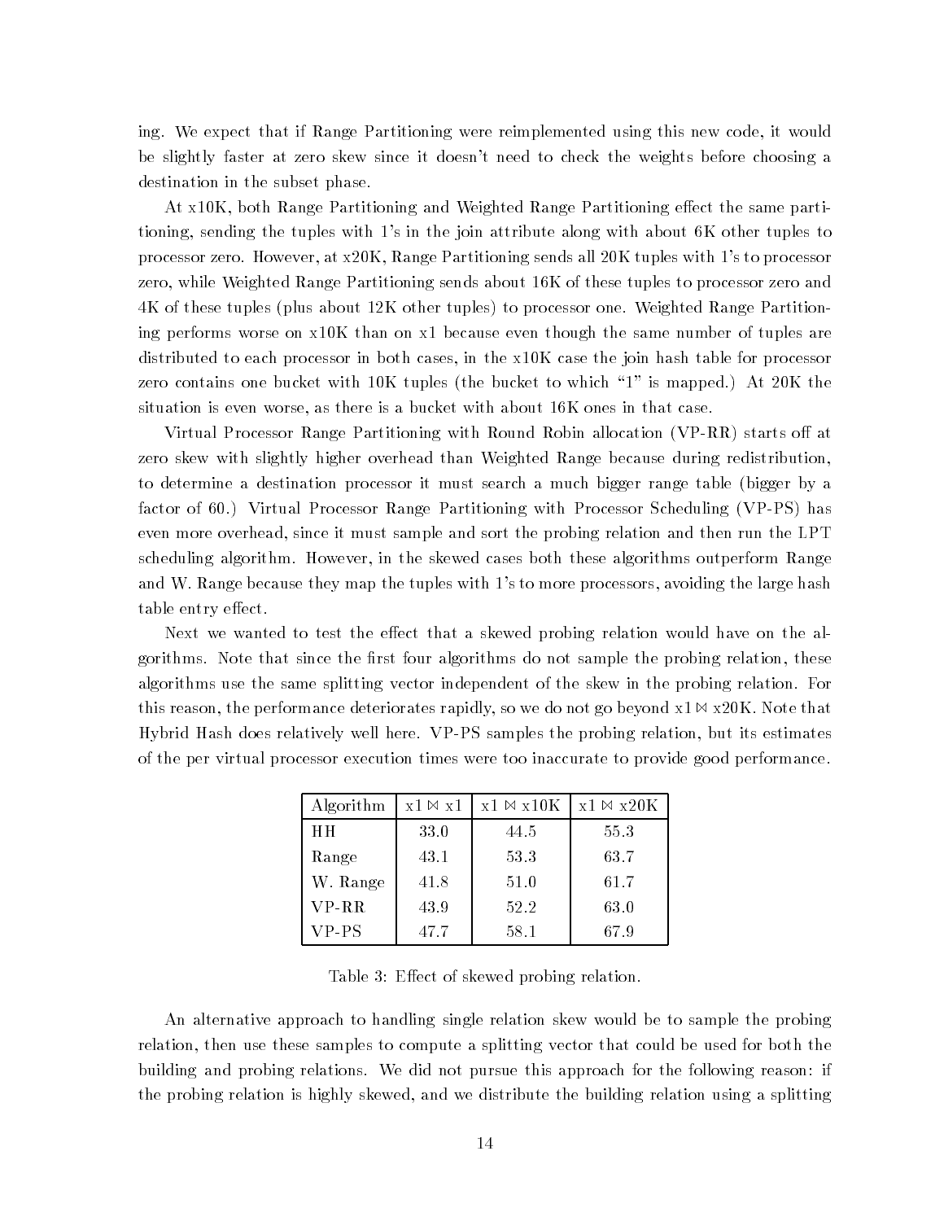ing. We expect that if Range Partitioning were reimplemented using this new code, it would be slightly faster at zero skew since it doesn't need to check the weights before choosing a destination in the subset phase.

At x10K, both Range Partitioning and Weighted Range Partitioning effect the same partitioning, sending the tuples with 1's in the join attribute along with about 6K other tuples to processor zero. However, at x20K, Range Partitioning sends all 20K tuples with 1's to processor zero, while Weighted Range Partitioning sends about 16K of these tuples to processor zero and 4K of these tuples (plus about 12K other tuples) to processor one. Weighted Range Partitioning performs worse on x10K than on x1 because even though the same number of tuples are distributed to each processor in both cases, in the x10K case the join hash table for processor zero contains one bucket with 10K tuples (the bucket to which "1" is mapped.) At 20K the situation is even worse, as there is a bucket with about 16K ones in that case.

Virtual Processor Range Partitioning with Round Robin allocation (VP-RR) starts off at zero skew with slightly higher overhead than Weighted Range because during redistribution, to determine a destination processor it must search a much bigger range table (bigger by a factor of 60.) Virtual Processor Range Partitioning with Processor Scheduling (VP-PS) has even more overhead, since it must sample and sort the probing relation and then run the LPT scheduling algorithm. However, in the skewed cases both these algorithms outperform Range and W. Range because they map the tuples with 1's to more processors, avoiding the large hash table entry effect.

Next we wanted to test the effect that a skewed probing relation would have on the algorithms. Note that since the first four algorithms do not sample the probing relation, these algorithms use the same splitting vector independent of the skew in the probing relation. For this reason, the performance deteriorates rapidly, so we do not go beyond x1 ⋈ x20K. Note that Hybrid Hash does relatively well here. VP-PS samples the probing relation, but its estimates of the per virtual processor execution times were too inaccurate to provide good performance.

| Algorithm | x1 ⋈ x1 | x1 ⋈ x10K | x1 ⋈ x20K |
|---|---|---|---|
| HH | 33.0 | 44.5 | 55.3 |
| Range | 43.1 | 53.3 | 63.7 |
| W. Range | 41.8 | 51.0 | 61.7 |
| VP-RR | 43.9 | 52.2 | 63.0 |
| VP-PS | 47.7 | 58.1 | 67.9 |

Table 3: Effect of skewed probing relation.

An alternative approach to handling single relation skew would be to sample the probing relation, then use these samples to compute a splitting vector that could be used for both the building and probing relations. We did not pursue this approach for the following reason: if the probing relation is highly skewed, and we distribute the building relation using a splitting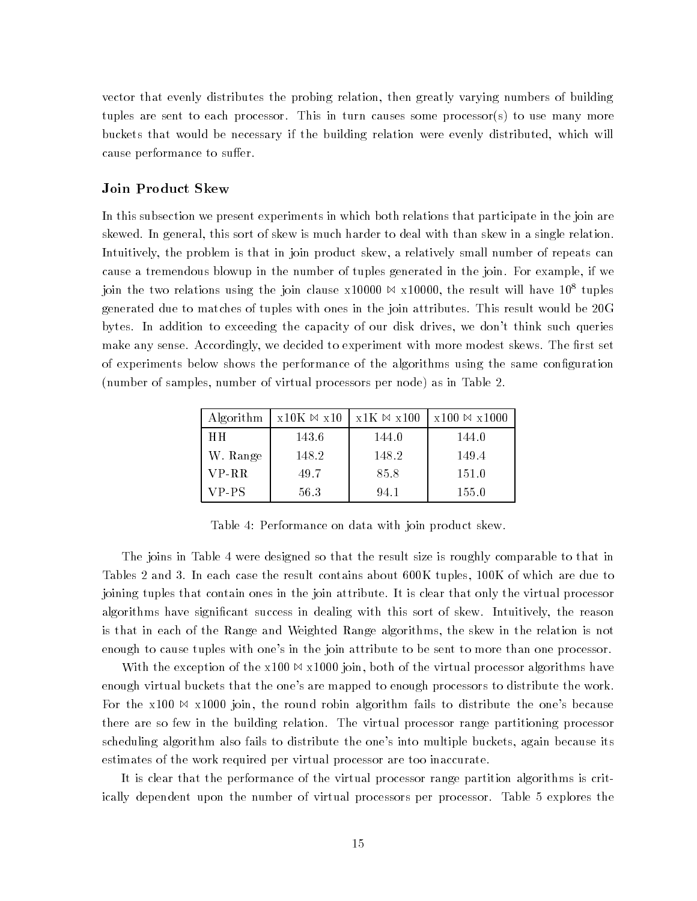vector that evenly distributes the probing relation, then greatly varying numbers of building tuples are sent to each processor. This in turn causes some processor(s) to use many more buckets that would be necessary if the building relation were evenly distributed, which will cause performance to suffer.

### Join Product Skew

In this subsection we present experiments in which both relations that participate in the join are skewed. In general, this sort of skew is much harder to deal with than skew in a single relation. Intuitively, the problem is that in join product skew, a relatively small number of repeats can cause a tremendous blowup in the number of tuples generated in the join. For example, if we join the two relations using the join clause x10000 $\bowtie$ x10000, the result will have $10^8$ tuples generated due to matches of tuples with ones in the join attributes. This result would be 20G bytes. In addition to exceeding the capacity of our disk drives, we don't think such queries make any sense. Accordingly, we decided to experiment with more modest skews. The first set of experiments below shows the performance of the algorithms using the same configuration (number of samples, number of virtual processors per node) as in Table 2.

| Algorithm | x10K $\bowtie$ x10 | x1K $\bowtie$ x100 | x100 $\bowtie$ x1000 |
|---|---|---|---|
| HH | 143.6 | 144.0 | 144.0 |
| W. Range | 148.2 | 148.2 | 149.4 |
| VP-RR | 49.7 | 85.8 | 151.0 |
| VP-PS | 56.3 | 94.1 | 155.0 |

Table 4: Performance on data with join product skew.

The joins in Table 4 were designed so that the result size is roughly comparable to that in Tables 2 and 3. In each case the result contains about 600K tuples, 100K of which are due to joining tuples that contain ones in the join attribute. It is clear that only the virtual processor algorithms have significant success in dealing with this sort of skew. Intuitively, the reason is that in each of the Range and Weighted Range algorithms, the skew in the relation is not enough to cause tuples with one's in the join attribute to be sent to more than one processor.

With the exception of the x100 $\bowtie$ x1000 join, both of the virtual processor algorithms have enough virtual buckets that the one's are mapped to enough processors to distribute the work. For the x100 $\bowtie$ x1000 join, the round robin algorithm fails to distribute the one's because there are so few in the building relation. The virtual processor range partitioning processor scheduling algorithm also fails to distribute the one's into multiple buckets, again because its estimates of the work required per virtual processor are too inaccurate.

It is clear that the performance of the virtual processor range partition algorithms is critically dependent upon the number of virtual processors per processor. Table 5 explores the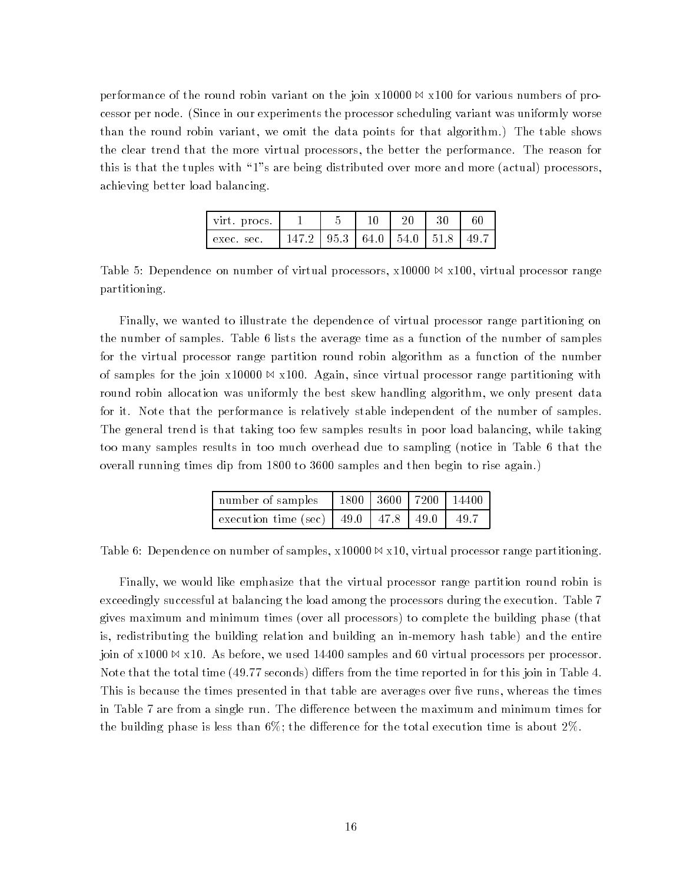performance of the round robin variant on the join x10000 $\bowtie$ x100 for various numbers of processor per node. (Since in our experiments the processor scheduling variant was uniformly worse than the round robin variant, we omit the data points for that algorithm.) The table shows the clear trend that the more virtual processors, the better the performance. The reason for this is that the tuples with "1"s are being distributed over more and more (actual) processors, achieving better load balancing.

| virt. procs. | 1 | 5 | 10 | 20 | 30 | 60 |
|---|---|---|---|---|---|---|
| exec. sec. | 147.2 | 95.3 | 64.0 | 54.0 | 51.8 | 49.7 |

Table 5: Dependence on number of virtual processors, x10000 $\bowtie$ x100, virtual processor range partitioning.

Finally, we wanted to illustrate the dependence of virtual processor range partitioning on the number of samples. Table 6 lists the average time as a function of the number of samples for the virtual processor range partition round robin algorithm as a function of the number of samples for the join x10000 $\bowtie$ x100. Again, since virtual processor range partitioning with round robin allocation was uniformly the best skew handling algorithm, we only present data for it. Note that the performance is relatively stable independent of the number of samples. The general trend is that taking too few samples results in poor load balancing, while taking too many samples results in too much overhead due to sampling (notice in Table 6 that the overall running times dip from 1800 to 3600 samples and then begin to rise again.)

| number of samples | 1800 | 3600 | 7200 | 14400 |
|---|---|---|---|---|
| execution time (sec) | 49.0 | 47.8 | 49.0 | 49.7 |

Table 6: Dependence on number of samples, x10000 $\bowtie$ x10, virtual processor range partitioning.

Finally, we would like emphasize that the virtual processor range partition round robin is exceedingly successful at balancing the load among the processors during the execution. Table 7 gives maximum and minimum times (over all processors) to complete the building phase (that is, redistributing the building relation and building an in-memory hash table) and the entire join of x1000 $\bowtie$ x10. As before, we used 14400 samples and 60 virtual processors per processor. Note that the total time (49.77 seconds) differs from the time reported in for this join in Table 4. This is because the times presented in that table are averages over five runs, whereas the times in Table 7 are from a single run. The difference between the maximum and minimum times for the building phase is less than 6%; the difference for the total execution time is about 2%.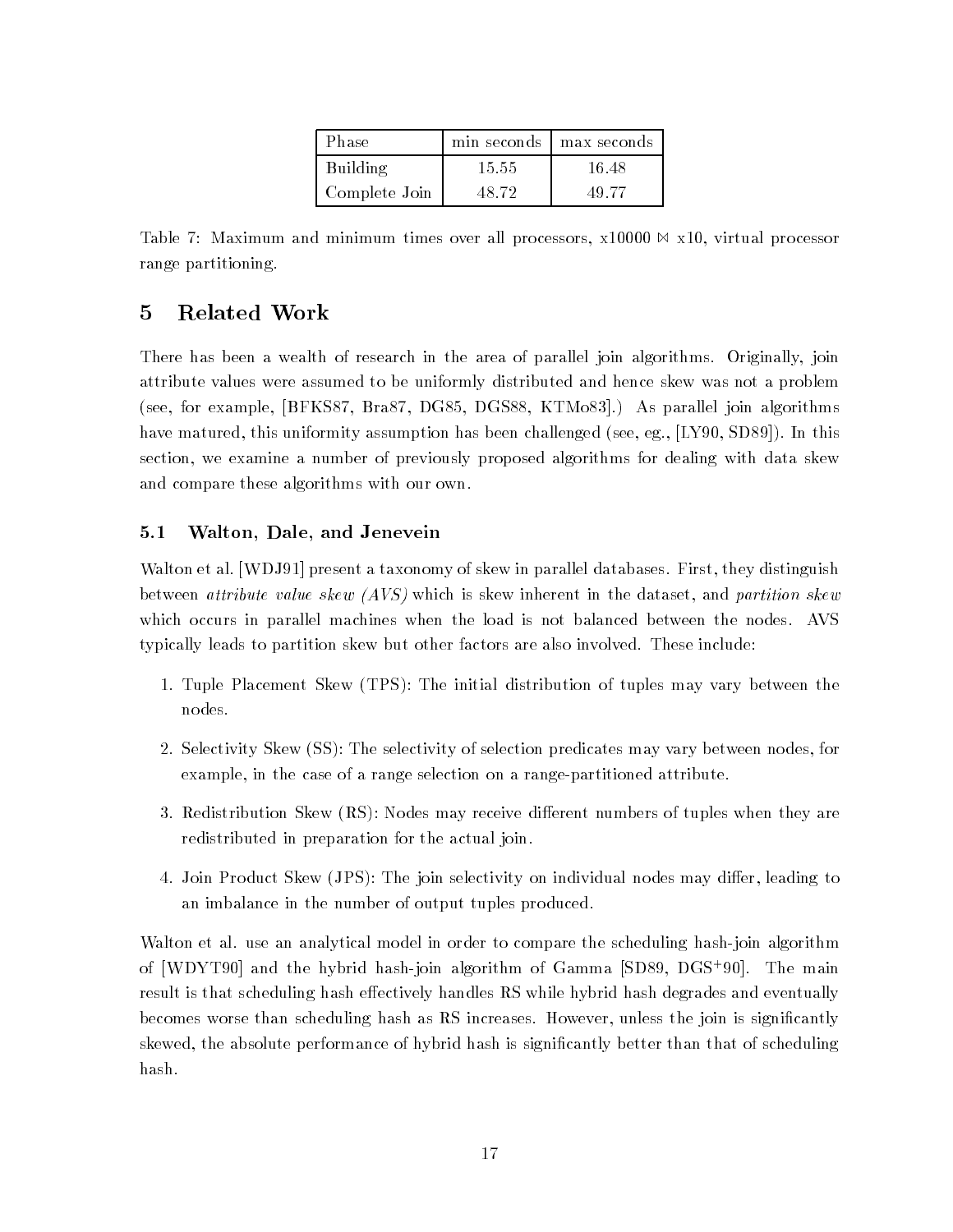| Phase | min seconds | max seconds |
| --- | --- | --- |
| Building | 15.55 | 16.48 |
| Complete Join | 48.72 | 49.77 |

Table 7: Maximum and minimum times over all processors, x10000 $\bowtie$ x10, virtual processor range partitioning.

## 5 Related Work

There has been a wealth of research in the area of parallel join algorithms. Originally, join attribute values were assumed to be uniformly distributed and hence skew was not a problem (see, for example, [BFKS87, Bra87, DG85, DGS88, KTMo83].) As parallel join algorithms have matured, this uniformity assumption has been challenged (see, eg., [LY90, SD89]). In this section, we examine a number of previously proposed algorithms for dealing with data skew and compare these algorithms with our own.

### 5.1 Walton, Dale, and Jenevein

Walton et al. [WDJ91] present a taxonomy of skew in parallel databases. First, they distinguish between *attribute value skew (AVS)* which is skew inherent in the dataset, and *partition skew* which occurs in parallel machines when the load is not balanced between the nodes. AVS typically leads to partition skew but other factors are also involved. These include:

1. Tuple Placement Skew (TPS): The initial distribution of tuples may vary between the nodes.
2. Selectivity Skew (SS): The selectivity of selection predicates may vary between nodes, for example, in the case of a range selection on a range-partitioned attribute.
3. Redistribution Skew (RS): Nodes may receive different numbers of tuples when they are redistributed in preparation for the actual join.
4. Join Product Skew (JPS): The join selectivity on individual nodes may differ, leading to an imbalance in the number of output tuples produced.

Walton et al. use an analytical model in order to compare the scheduling hash-join algorithm of [WDYT90] and the hybrid hash-join algorithm of Gamma [SD89, DGS+90]. The main result is that scheduling hash effectively handles RS while hybrid hash degrades and eventually becomes worse than scheduling hash as RS increases. However, unless the join is significantly skewed, the absolute performance of hybrid hash is significantly better than that of scheduling hash.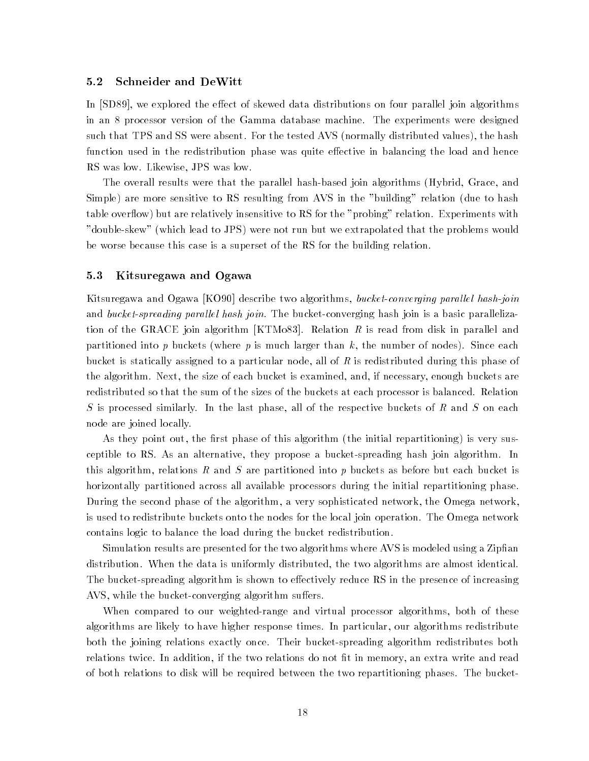### 5.2 Schneider and DeWitt

In [SD89], we explored the effect of skewed data distributions on four parallel join algorithms in an 8 processor version of the Gamma database machine. The experiments were designed such that TPS and SS were absent. For the tested AVS (normally distributed values), the hash function used in the redistribution phase was quite effective in balancing the load and hence RS was low. Likewise, JPS was low.

The overall results were that the parallel hash-based join algorithms (Hybrid, Grace, and Simple) are more sensitive to RS resulting from AVS in the "building" relation (due to hash table overflow) but are relatively insensitive to RS for the "probing" relation. Experiments with "double-skew" (which lead to JPS) were not run but we extrapolated that the problems would be worse because this case is a superset of the RS for the building relation.

### 5.3 Kitsuregawa and Ogawa

Kitsuregawa and Ogawa [KO90] describe two algorithms, *bucket-converging parallel hash-join* and *bucket-spreading parallel hash join*. The bucket-converging hash join is a basic parallelization of the GRACE join algorithm [KTMo83]. Relation $R$ is read from disk in parallel and partitioned into $p$ buckets (where $p$ is much larger than $k$, the number of nodes). Since each bucket is statically assigned to a particular node, all of $R$ is redistributed during this phase of the algorithm. Next, the size of each bucket is examined, and, if necessary, enough buckets are redistributed so that the sum of the sizes of the buckets at each processor is balanced. Relation $S$ is processed similarly. In the last phase, all of the respective buckets of $R$ and $S$ on each node are joined locally.

As they point out, the first phase of this algorithm (the initial repartitioning) is very susceptible to RS. As an alternative, they propose a bucket-spreading hash join algorithm. In this algorithm, relations $R$ and $S$ are partitioned into $p$ buckets as before but each bucket is horizontally partitioned across all available processors during the initial repartitioning phase. During the second phase of the algorithm, a very sophisticated network, the Omega network, is used to redistribute buckets onto the nodes for the local join operation. The Omega network contains logic to balance the load during the bucket redistribution.

Simulation results are presented for the two algorithms where AVS is modeled using a Zipfian distribution. When the data is uniformly distributed, the two algorithms are almost identical. The bucket-spreading algorithm is shown to effectively reduce RS in the presence of increasing AVS, while the bucket-converging algorithm suffers.

When compared to our weighted-range and virtual processor algorithms, both of these algorithms are likely to have higher response times. In particular, our algorithms redistribute both the joining relations exactly once. Their bucket-spreading algorithm redistributes both relations twice. In addition, if the two relations do not fit in memory, an extra write and read of both relations to disk will be required between the two repartitioning phases. The bucket-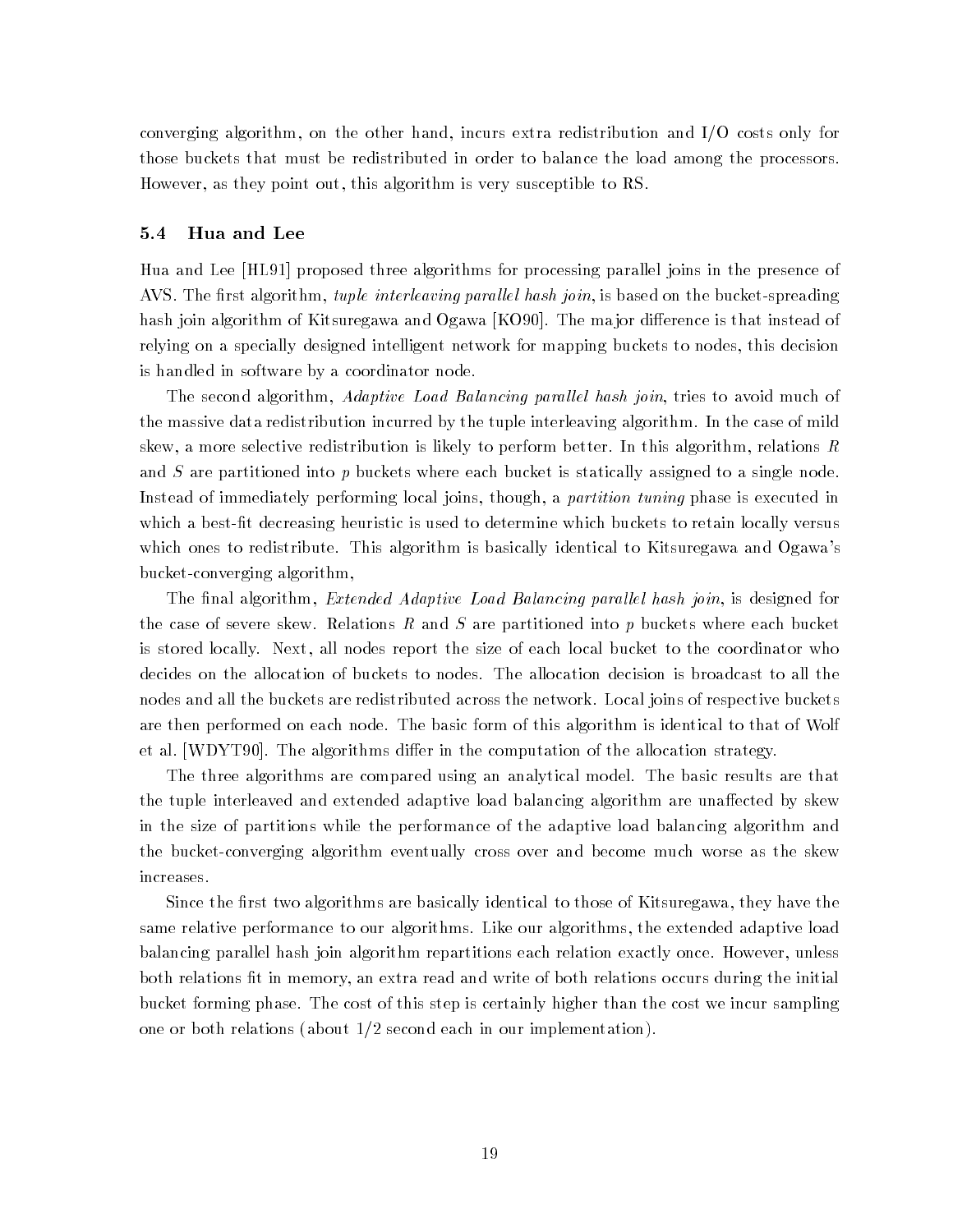converging algorithm, on the other hand, incurs extra redistribution and I/O costs only for those buckets that must be redistributed in order to balance the load among the processors. However, as they point out, this algorithm is very susceptible to RS.

### 5.4 Hua and Lee

Hua and Lee [HL91] proposed three algorithms for processing parallel joins in the presence of AVS. The first algorithm, *tuple interleaving parallel hash join*, is based on the bucket-spreading hash join algorithm of Kitsuregawa and Ogawa [KO90]. The major difference is that instead of relying on a specially designed intelligent network for mapping buckets to nodes, this decision is handled in software by a coordinator node.

The second algorithm, *Adaptive Load Balancing parallel hash join*, tries to avoid much of the massive data redistribution incurred by the tuple interleaving algorithm. In the case of mild skew, a more selective redistribution is likely to perform better. In this algorithm, relations $R$ and $S$ are partitioned into $p$ buckets where each bucket is statically assigned to a single node. Instead of immediately performing local joins, though, a *partition tuning* phase is executed in which a best-fit decreasing heuristic is used to determine which buckets to retain locally versus which ones to redistribute. This algorithm is basically identical to Kitsuregawa and Ogawa's bucket-converging algorithm,

The final algorithm, *Extended Adaptive Load Balancing parallel hash join*, is designed for the case of severe skew. Relations $R$ and $S$ are partitioned into $p$ buckets where each bucket is stored locally. Next, all nodes report the size of each local bucket to the coordinator who decides on the allocation of buckets to nodes. The allocation decision is broadcast to all the nodes and all the buckets are redistributed across the network. Local joins of respective buckets are then performed on each node. The basic form of this algorithm is identical to that of Wolf et al. [WDYT90]. The algorithms differ in the computation of the allocation strategy.

The three algorithms are compared using an analytical model. The basic results are that the tuple interleaved and extended adaptive load balancing algorithm are unaffected by skew in the size of partitions while the performance of the adaptive load balancing algorithm and the bucket-converging algorithm eventually cross over and become much worse as the skew increases.

Since the first two algorithms are basically identical to those of Kitsuregawa, they have the same relative performance to our algorithms. Like our algorithms, the extended adaptive load balancing parallel hash join algorithm repartitions each relation exactly once. However, unless both relations fit in memory, an extra read and write of both relations occurs during the initial bucket forming phase. The cost of this step is certainly higher than the cost we incur sampling one or both relations (about 1/2 second each in our implementation).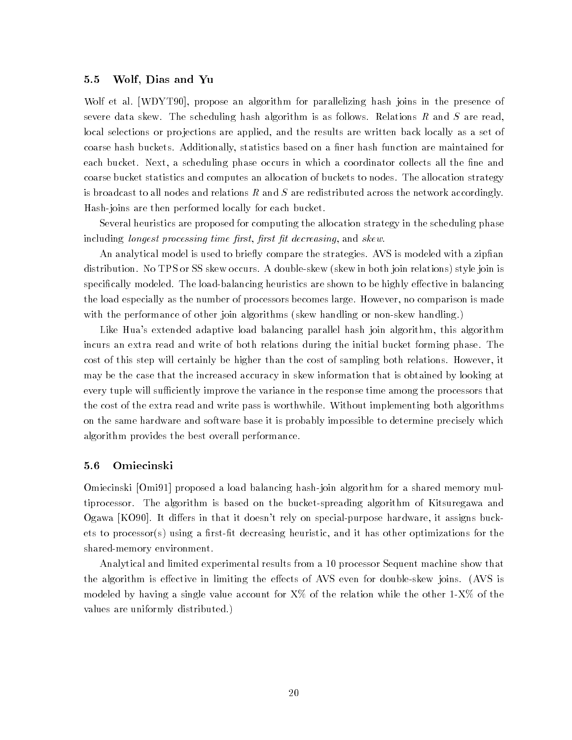### 5.5 Wolf, Dias and Yu

Wolf et al. [WDYT90], propose an algorithm for parallelizing hash joins in the presence of severe data skew. The scheduling hash algorithm is as follows. Relations $R$ and $S$ are read, local selections or projections are applied, and the results are written back locally as a set of coarse hash buckets. Additionally, statistics based on a finer hash function are maintained for each bucket. Next, a scheduling phase occurs in which a coordinator collects all the fine and coarse bucket statistics and computes an allocation of buckets to nodes. The allocation strategy is broadcast to all nodes and relations $R$ and $S$ are redistributed across the network accordingly. Hash-joins are then performed locally for each bucket.

Several heuristics are proposed for computing the allocation strategy in the scheduling phase including *longest processing time first*, *first fit decreasing*, and *skew*.

An analytical model is used to briefly compare the strategies. AVS is modeled with a zipfian distribution. No TPS or SS skew occurs. A double-skew (skew in both join relations) style join is specifically modeled. The load-balancing heuristics are shown to be highly effective in balancing the load especially as the number of processors becomes large. However, no comparison is made with the performance of other join algorithms (skew handling or non-skew handling.)

Like Hua's extended adaptive load balancing parallel hash join algorithm, this algorithm incurs an extra read and write of both relations during the initial bucket forming phase. The cost of this step will certainly be higher than the cost of sampling both relations. However, it may be the case that the increased accuracy in skew information that is obtained by looking at every tuple will sufficiently improve the variance in the response time among the processors that the cost of the extra read and write pass is worthwhile. Without implementing both algorithms on the same hardware and software base it is probably impossible to determine precisely which algorithm provides the best overall performance.

### 5.6 Omiecinski

Omiecinski [Omi91] proposed a load balancing hash-join algorithm for a shared memory multiprocessor. The algorithm is based on the bucket-spreading algorithm of Kitsuregawa and Ogawa [KO90]. It differs in that it doesn't rely on special-purpose hardware, it assigns buckets to processor(s) using a first-fit decreasing heuristic, and it has other optimizations for the shared-memory environment.

Analytical and limited experimental results from a 10 processor Sequent machine show that the algorithm is effective in limiting the effects of AVS even for double-skew joins. (AVS is modeled by having a single value account for X% of the relation while the other 1-X% of the values are uniformly distributed.)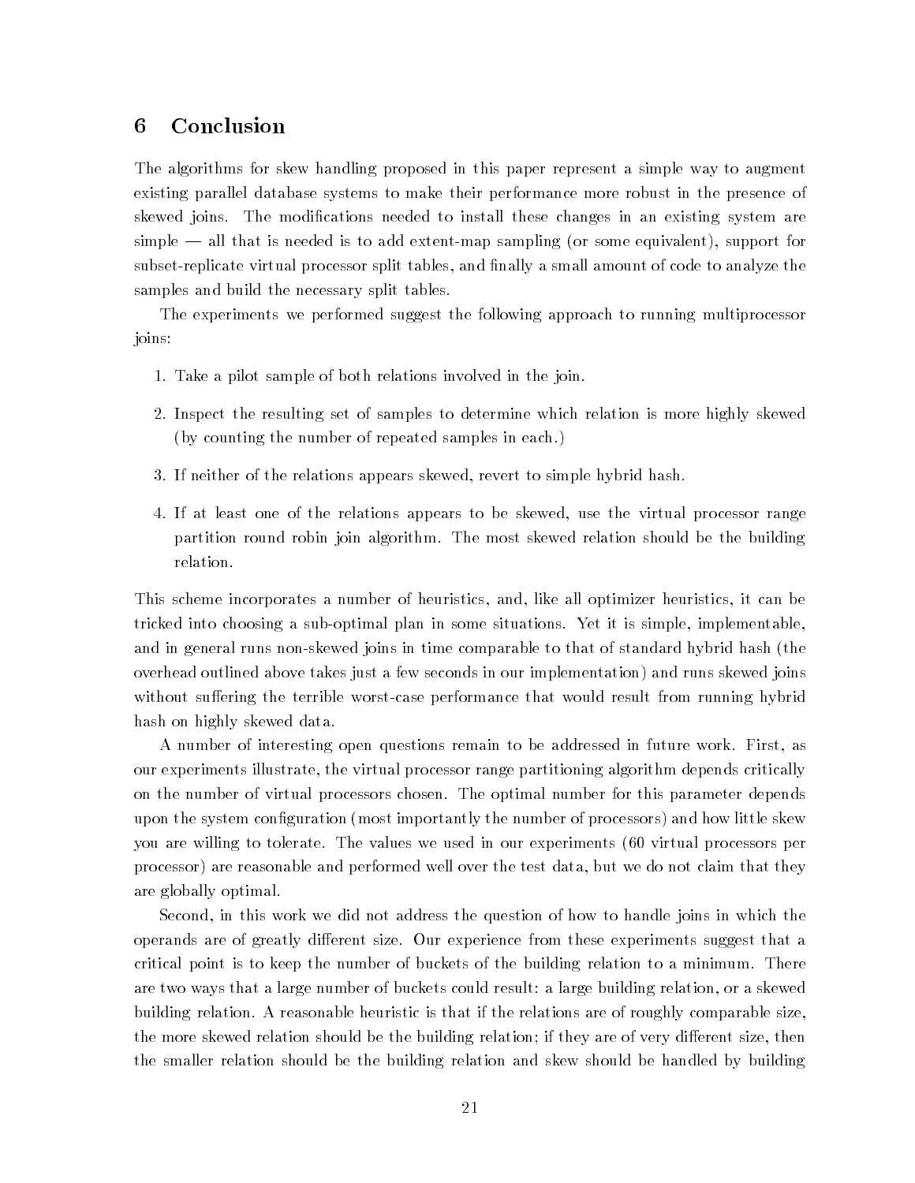# 6 Conclusion

The algorithms for skew handling proposed in this paper represent a simple way to augment existing parallel database systems to make their performance more robust in the presence of skewed joins. The modifications needed to install these changes in an existing system are simple — all that is needed is to add extent-map sampling (or some equivalent), support for subset-replicate virtual processor split tables, and finally a small amount of code to analyze the samples and build the necessary split tables.

The experiments we performed suggest the following approach to running multiprocessor joins:

1. Take a pilot sample of both relations involved in the join.
2. Inspect the resulting set of samples to determine which relation is more highly skewed (by counting the number of repeated samples in each.)
3. If neither of the relations appears skewed, revert to simple hybrid hash.
4. If at least one of the relations appears to be skewed, use the virtual processor range partition round robin join algorithm. The most skewed relation should be the building relation.

This scheme incorporates a number of heuristics, and, like all optimizer heuristics, it can be tricked into choosing a sub-optimal plan in some situations. Yet it is simple, implementable, and in general runs non-skewed joins in time comparable to that of standard hybrid hash (the overhead outlined above takes just a few seconds in our implementation) and runs skewed joins without suffering the terrible worst-case performance that would result from running hybrid hash on highly skewed data.

A number of interesting open questions remain to be addressed in future work. First, as our experiments illustrate, the virtual processor range partitioning algorithm depends critically on the number of virtual processors chosen. The optimal number for this parameter depends upon the system configuration (most importantly the number of processors) and how little skew you are willing to tolerate. The values we used in our experiments (60 virtual processors per processor) are reasonable and performed well over the test data, but we do not claim that they are globally optimal.

Second, in this work we did not address the question of how to handle joins in which the operands are of greatly different size. Our experience from these experiments suggest that a critical point is to keep the number of buckets of the building relation to a minimum. There are two ways that a large number of buckets could result: a large building relation, or a skewed building relation. A reasonable heuristic is that if the relations are of roughly comparable size, the more skewed relation should be the building relation; if they are of very different size, then the smaller relation should be the building relation and skew should be handled by building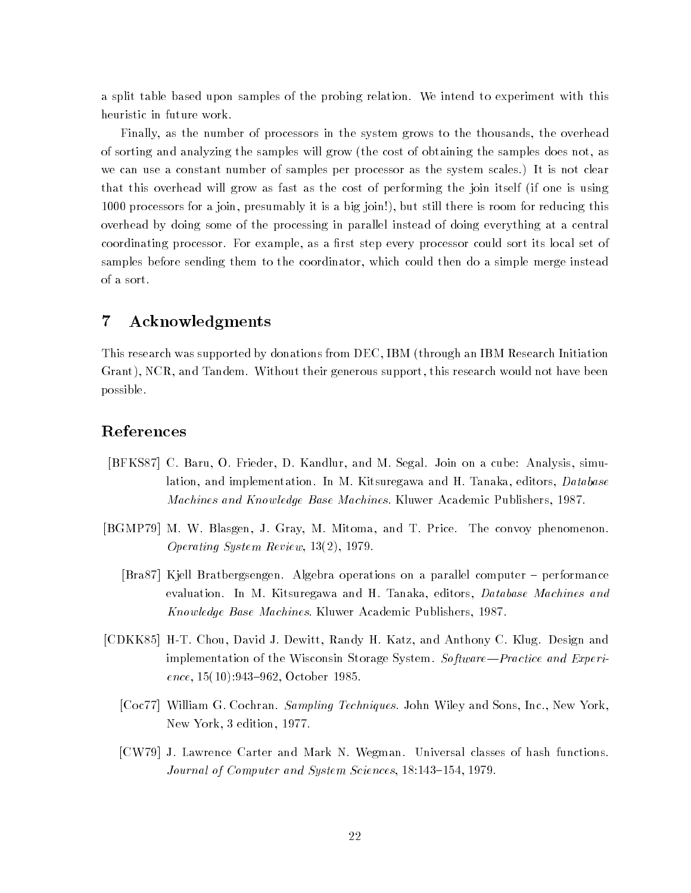a split table based upon samples of the probing relation. We intend to experiment with this heuristic in future work.

Finally, as the number of processors in the system grows to the thousands, the overhead of sorting and analyzing the samples will grow (the cost of obtaining the samples does not, as we can use a constant number of samples per processor as the system scales.) It is not clear that this overhead will grow as fast as the cost of performing the join itself (if one is using 1000 processors for a join, presumably it is a big join!), but still there is room for reducing this overhead by doing some of the processing in parallel instead of doing everything at a central coordinating processor. For example, as a first step every processor could sort its local set of samples before sending them to the coordinator, which could then do a simple merge instead of a sort.

## 7 Acknowledgments

This research was supported by donations from DEC, IBM (through an IBM Research Initiation Grant), NCR, and Tandem. Without their generous support, this research would not have been possible.

## References

[BFKS87] C. Baru, O. Frieder, D. Kandlur, and M. Segal. Join on a cube: Analysis, simulation, and implementation. In M. Kitsuregawa and H. Tanaka, editors, *Database Machines and Knowledge Base Machines*. Kluwer Academic Publishers, 1987.

[BGMP79] M. W. Blasgen, J. Gray, M. Mitoma, and T. Price. The convoy phenomenon. *Operating System Review*, 13(2), 1979.

[Bra87] Kjell Bratbergsengen. Algebra operations on a parallel computer – performance evaluation. In M. Kitsuregawa and H. Tanaka, editors, *Database Machines and Knowledge Base Machines*. Kluwer Academic Publishers, 1987.

[CDKK85] H-T. Chou, David J. Dewitt, Randy H. Katz, and Anthony C. Klug. Design and implementation of the Wisconsin Storage System. *Software—Practice and Experience*, 15(10):943–962, October 1985.

[Coc77] William G. Cochran. *Sampling Techniques*. John Wiley and Sons, Inc., New York, New York, 3 edition, 1977.

[CW79] J. Lawrence Carter and Mark N. Wegman. Universal classes of hash functions. *Journal of Computer and System Sciences*, 18:143–154, 1979.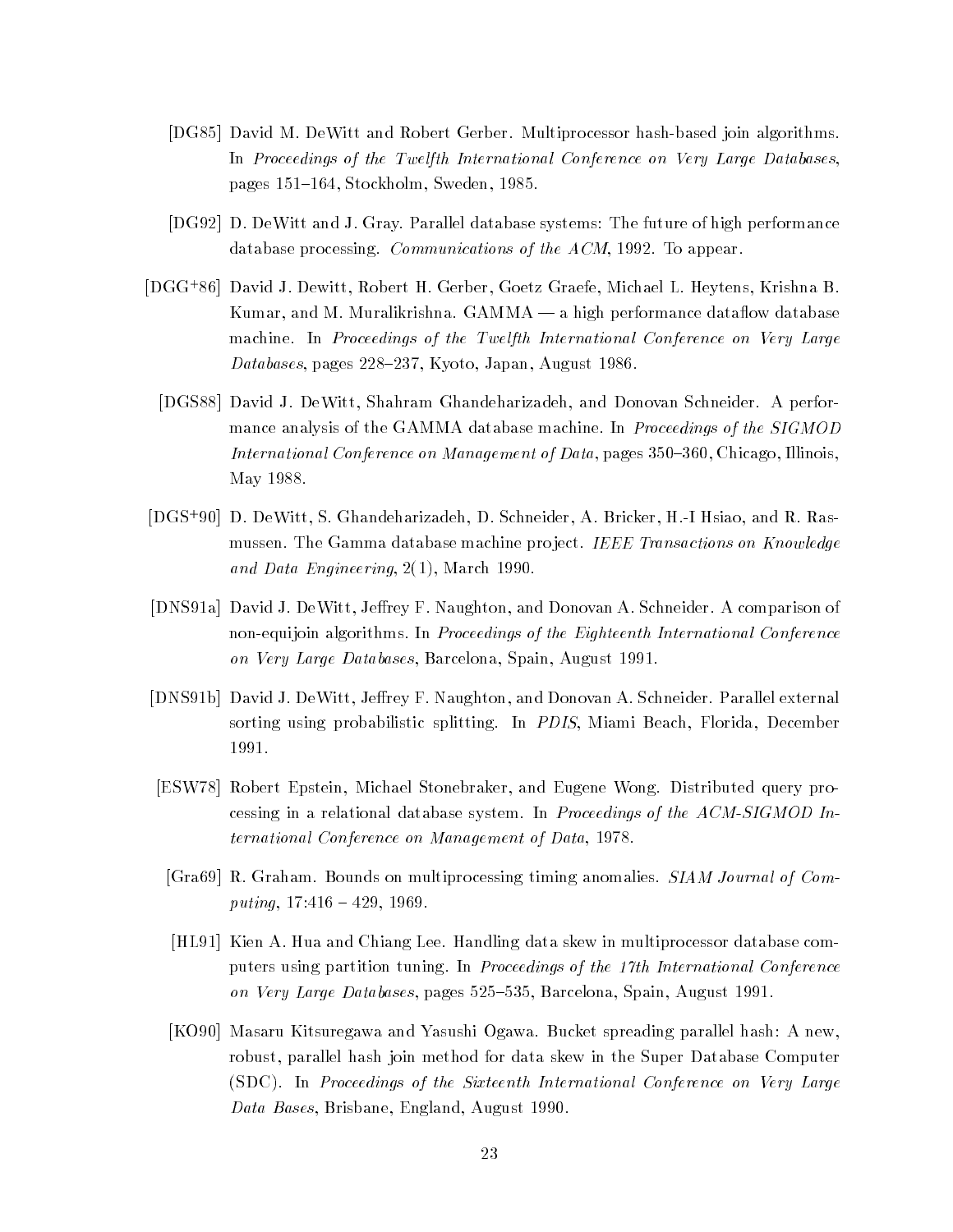[DG85] David M. DeWitt and Robert Gerber. Multiprocessor hash-based join algorithms. In *Proceedings of the Twelfth International Conference on Very Large Databases*, pages 151–164, Stockholm, Sweden, 1985.

[DG92] D. DeWitt and J. Gray. Parallel database systems: The future of high performance database processing. *Communications of the ACM*, 1992. To appear.

[DGG+86] David J. Dewitt, Robert H. Gerber, Goetz Graefe, Michael L. Heytens, Krishna B. Kumar, and M. Muralikrishna. GAMMA — a high performance dataflow database machine. In *Proceedings of the Twelfth International Conference on Very Large Databases*, pages 228–237, Kyoto, Japan, August 1986.

[DGS88] David J. DeWitt, Shahram Ghandeharizadeh, and Donovan Schneider. A performance analysis of the GAMMA database machine. In *Proceedings of the SIGMOD International Conference on Management of Data*, pages 350–360, Chicago, Illinois, May 1988.

[DGS+90] D. DeWitt, S. Ghandeharizadeh, D. Schneider, A. Bricker, H.-I Hsiao, and R. Rasmussen. The Gamma database machine project. *IEEE Transactions on Knowledge and Data Engineering*, 2(1), March 1990.

[DNS91a] David J. DeWitt, Jeffrey F. Naughton, and Donovan A. Schneider. A comparison of non-equijoin algorithms. In *Proceedings of the Eighteenth International Conference on Very Large Databases*, Barcelona, Spain, August 1991.

[DNS91b] David J. DeWitt, Jeffrey F. Naughton, and Donovan A. Schneider. Parallel external sorting using probabilistic splitting. In *PDIS*, Miami Beach, Florida, December 1991.

[ESW78] Robert Epstein, Michael Stonebraker, and Eugene Wong. Distributed query processing in a relational database system. In *Proceedings of the ACM-SIGMOD International Conference on Management of Data*, 1978.

[Gra69] R. Graham. Bounds on multiprocessing timing anomalies. *SIAM Journal of Computing*, 17:416 – 429, 1969.

[HL91] Kien A. Hua and Chiang Lee. Handling data skew in multiprocessor database computers using partition tuning. In *Proceedings of the 17th International Conference on Very Large Databases*, pages 525–535, Barcelona, Spain, August 1991.

[KO90] Masaru Kitsuregawa and Yasushi Ogawa. Bucket spreading parallel hash: A new, robust, parallel hash join method for data skew in the Super Database Computer (SDC). In *Proceedings of the Sixteenth International Conference on Very Large Data Bases*, Brisbane, England, August 1990.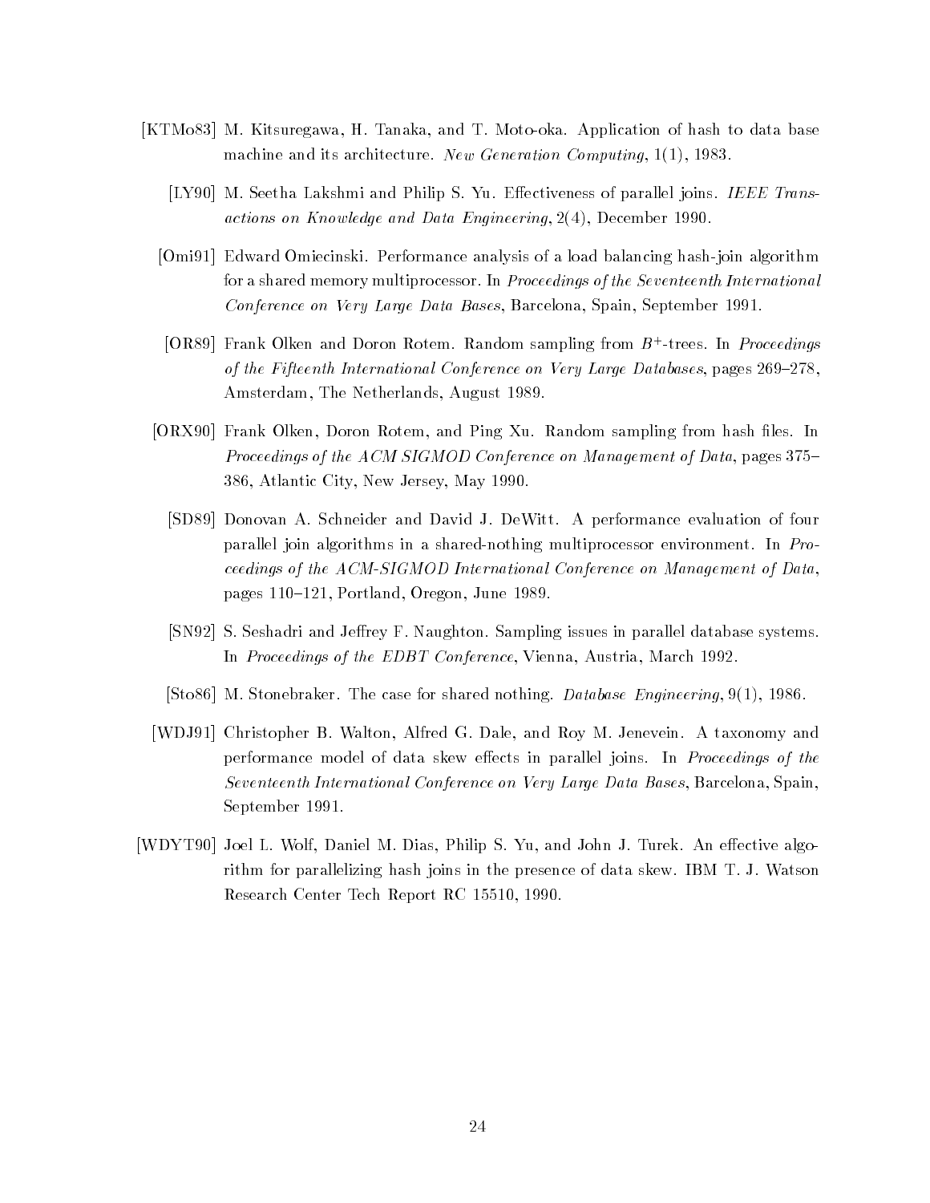[KTMo83] M. Kitsuregawa, H. Tanaka, and T. Moto-oka. Application of hash to data base machine and its architecture. *New Generation Computing*, 1(1), 1983.

[LY90] M. Seetha Lakshmi and Philip S. Yu. Effectiveness of parallel joins. *IEEE Transactions on Knowledge and Data Engineering*, 2(4), December 1990.

[Omi91] Edward Omiecinski. Performance analysis of a load balancing hash-join algorithm for a shared memory multiprocessor. In *Proceedings of the Seventeenth International Conference on Very Large Data Bases*, Barcelona, Spain, September 1991.

[OR89] Frank Olken and Doron Rotem. Random sampling from $B^+$-trees. In *Proceedings of the Fifteenth International Conference on Very Large Databases*, pages 269–278, Amsterdam, The Netherlands, August 1989.

[ORX90] Frank Olken, Doron Rotem, and Ping Xu. Random sampling from hash files. In *Proceedings of the ACM SIGMOD Conference on Management of Data*, pages 375–386, Atlantic City, New Jersey, May 1990.

[SD89] Donovan A. Schneider and David J. DeWitt. A performance evaluation of four parallel join algorithms in a shared-nothing multiprocessor environment. In *Proceedings of the ACM-SIGMOD International Conference on Management of Data*, pages 110–121, Portland, Oregon, June 1989.

[SN92] S. Seshadri and Jeffrey F. Naughton. Sampling issues in parallel database systems. In *Proceedings of the EDBT Conference*, Vienna, Austria, March 1992.

[Sto86] M. Stonebraker. The case for shared nothing. *Database Engineering*, 9(1), 1986.

[WDJ91] Christopher B. Walton, Alfred G. Dale, and Roy M. Jenevein. A taxonomy and performance model of data skew effects in parallel joins. In *Proceedings of the Seventeenth International Conference on Very Large Data Bases*, Barcelona, Spain, September 1991.

[WDYT90] Joel L. Wolf, Daniel M. Dias, Philip S. Yu, and John J. Turek. An effective algorithm for parallelizing hash joins in the presence of data skew. IBM T. J. Watson Research Center Tech Report RC 15510, 1990.